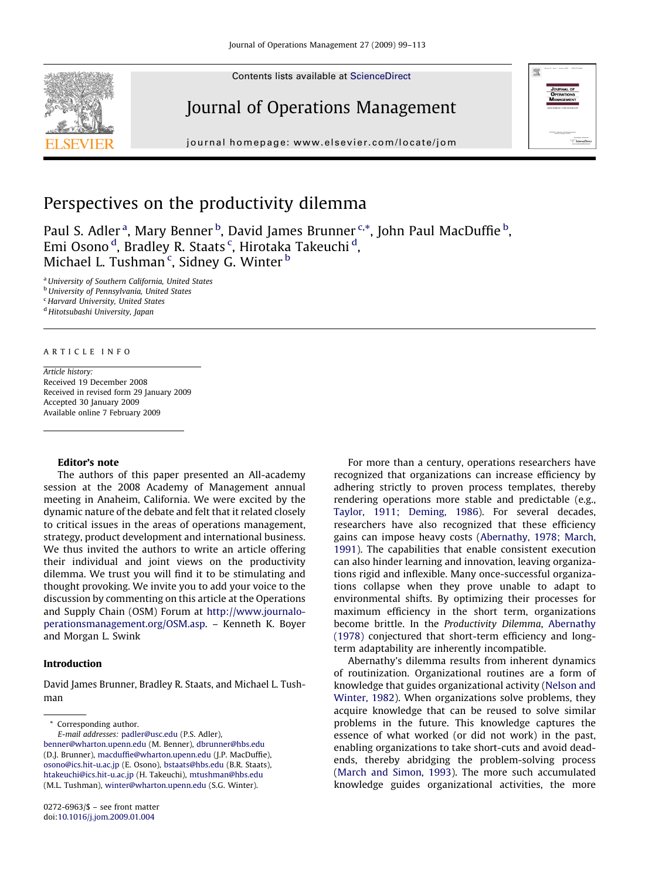Contents lists available at ScienceDirect

# Journal of Operations Management

journal homepage: www.elsevier.com/locate/jom

# Perspectives on the productivity dilemma

Paul S. Adler [a], Mary Benner [b], David James Brunner [c,*], John Paul MacDuffie [b], Emi Osono [d], Bradley R. Staats [c], Hirotaka Takeuchi [d], Michael L. Tushman [c], Sidney G. Winter [b]

[a] University of Southern California, United States
[b] University of Pennsylvania, United States
[c] Harvard University, United States
[d] Hitotsubashi University, Japan

ARTICLE INFO

*Article history:*
Received 19 December 2008
Received in revised form 29 January 2009
Accepted 30 January 2009
Available online 7 February 2009

**Editor's note**

The authors of this paper presented an All-academy session at the 2008 Academy of Management annual meeting in Anaheim, California. We were excited by the dynamic nature of the debate and felt that it related closely to critical issues in the areas of operations management, strategy, product development and international business. We thus invited the authors to write an article offering their individual and joint views on the productivity dilemma. We trust you will find it to be stimulating and thought provoking. We invite you to add your voice to the discussion by commenting on this article at the Operations and Supply Chain (OSM) Forum at http://www.journalofoperationsmanagement.org/OSM.asp. – Kenneth K. Boyer and Morgan L. Swink

## Introduction

David James Brunner, Bradley R. Staats, and Michael L. Tushman

For more than a century, operations researchers have recognized that organizations can increase efficiency by adhering strictly to proven process templates, thereby rendering operations more stable and predictable (e.g., Taylor, 1911; Deming, 1986). For several decades, researchers have also recognized that these efficiency gains can impose heavy costs (Abernathy, 1978; March, 1991). The capabilities that enable consistent execution can also hinder learning and innovation, leaving organizations rigid and inflexible. Many once-successful organizations collapse when they prove unable to adapt to environmental shifts. By optimizing their processes for maximum efficiency in the short term, organizations become brittle. In the *Productivity Dilemma*, Abernathy (1978) conjectured that short-term efficiency and long-term adaptability are inherently incompatible.

Abernathy's dilemma results from inherent dynamics of routinization. Organizational routines are a form of knowledge that guides organizational activity (Nelson and Winter, 1982). When organizations solve problems, they acquire knowledge that can be reused to solve similar problems in the future. This knowledge captures the essence of what worked (or did not work) in the past, enabling organizations to take short-cuts and avoid dead-ends, thereby abridging the problem-solving process (March and Simon, 1993). The more such accumulated knowledge guides organizational activities, the more

\* Corresponding author.
*E-mail addresses:* padler@usc.edu (P.S. Adler), benner@wharton.upenn.edu (M. Benner), dbrunner@hbs.edu (D.J. Brunner), macduffie@wharton.upenn.edu (J.P. MacDuffie), osono@ics.hit-u.ac.jp (E. Osono), bstaats@hbs.edu (B.R. Staats), htakeuchi@ics.hit-u.ac.jp (H. Takeuchi), mtushman@hbs.edu (M.L. Tushman), winter@wharton.upenn.edu (S.G. Winter).

0272-6963/$ – see front matter
doi:10.1016/j.jom.2009.01.004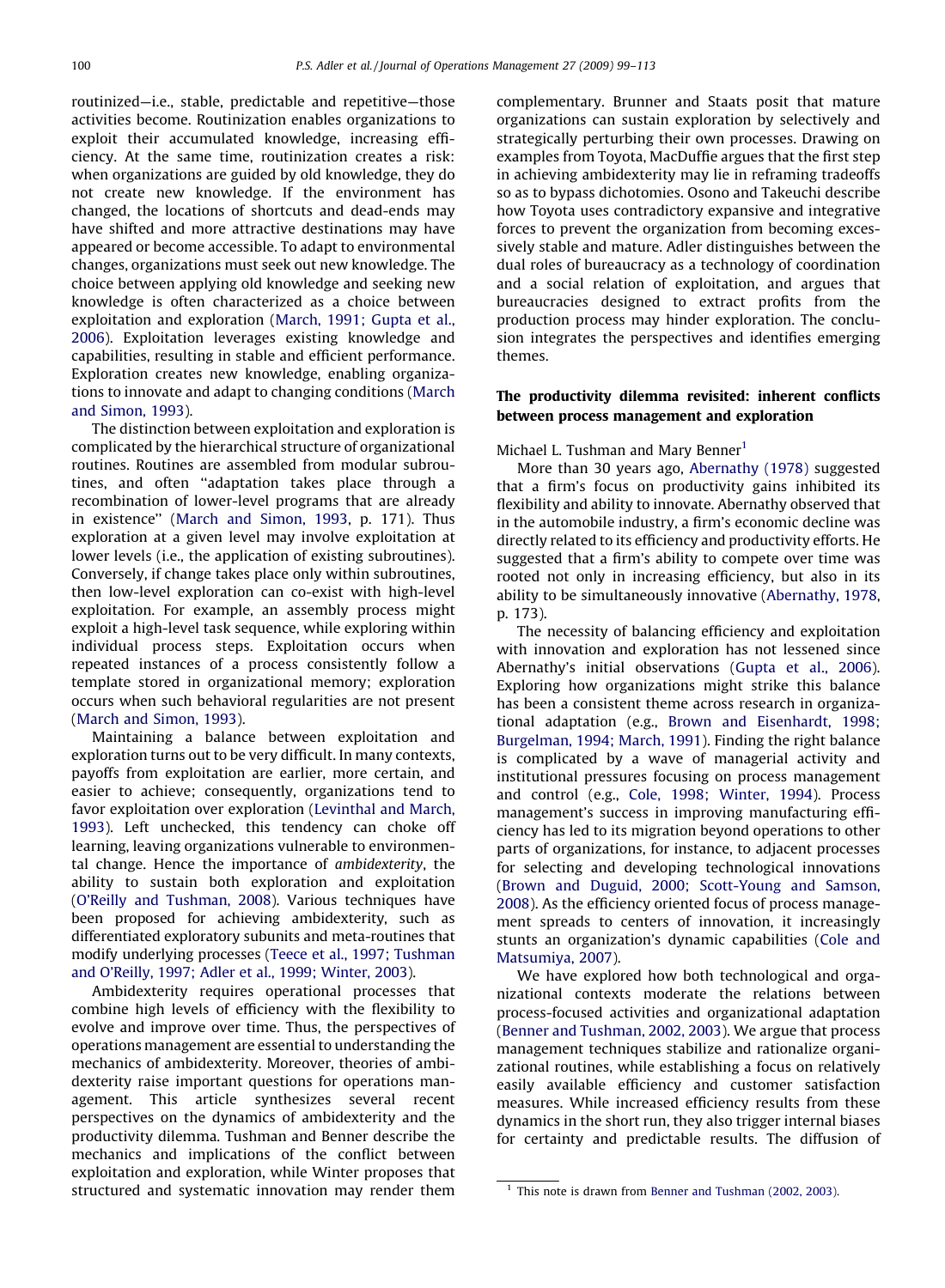routinized—i.e., stable, predictable and repetitive—those activities become. Routinization enables organizations to exploit their accumulated knowledge, increasing efficiency. At the same time, routinization creates a risk: when organizations are guided by old knowledge, they do not create new knowledge. If the environment has changed, the locations of shortcuts and dead-ends may have shifted and more attractive destinations may have appeared or become accessible. To adapt to environmental changes, organizations must seek out new knowledge. The choice between applying old knowledge and seeking new knowledge is often characterized as a choice between exploitation and exploration (March, 1991; Gupta et al., 2006). Exploitation leverages existing knowledge and capabilities, resulting in stable and efficient performance. Exploration creates new knowledge, enabling organizations to innovate and adapt to changing conditions (March and Simon, 1993).

The distinction between exploitation and exploration is complicated by the hierarchical structure of organizational routines. Routines are assembled from modular subroutines, and often "adaptation takes place through a recombination of lower-level programs that are already in existence" (March and Simon, 1993, p. 171). Thus exploration at a given level may involve exploitation at lower levels (i.e., the application of existing subroutines). Conversely, if change takes place only within subroutines, then low-level exploration can co-exist with high-level exploitation. For example, an assembly process might exploit a high-level task sequence, while exploring within individual process steps. Exploitation occurs when repeated instances of a process consistently follow a template stored in organizational memory; exploration occurs when such behavioral regularities are not present (March and Simon, 1993).

Maintaining a balance between exploitation and exploration turns out to be very difficult. In many contexts, payoffs from exploitation are earlier, more certain, and easier to achieve; consequently, organizations tend to favor exploitation over exploration (Levinthal and March, 1993). Left unchecked, this tendency can choke off learning, leaving organizations vulnerable to environmental change. Hence the importance of *ambidexterity*, the ability to sustain both exploration and exploitation (O'Reilly and Tushman, 2008). Various techniques have been proposed for achieving ambidexterity, such as differentiated exploratory subunits and meta-routines that modify underlying processes (Teece et al., 1997; Tushman and O'Reilly, 1997; Adler et al., 1999; Winter, 2003).

Ambidexterity requires operational processes that combine high levels of efficiency with the flexibility to evolve and improve over time. Thus, the perspectives of operations management are essential to understanding the mechanics of ambidexterity. Moreover, theories of ambidexterity raise important questions for operations management. This article synthesizes several recent perspectives on the dynamics of ambidexterity and the productivity dilemma. Tushman and Benner describe the mechanics and implications of the conflict between exploitation and exploration, while Winter proposes that structured and systematic innovation may render them complementary. Brunner and Staats posit that mature organizations can sustain exploration by selectively and strategically perturbing their own processes. Drawing on examples from Toyota, MacDuffie argues that the first step in achieving ambidexterity may lie in reframing tradeoffs so as to bypass dichotomies. Osono and Takeuchi describe how Toyota uses contradictory expansive and integrative forces to prevent the organization from becoming excessively stable and mature. Adler distinguishes between the dual roles of bureaucracy as a technology of coordination and a social relation of exploitation, and argues that bureaucracies designed to extract profits from the production process may hinder exploration. The conclusion integrates the perspectives and identifies emerging themes.

## The productivity dilemma revisited: inherent conflicts between process management and exploration

Michael L. Tushman and Mary Benner[1]

More than 30 years ago, Abernathy (1978) suggested that a firm's focus on productivity gains inhibited its flexibility and ability to innovate. Abernathy observed that in the automobile industry, a firm's economic decline was directly related to its efficiency and productivity efforts. He suggested that a firm's ability to compete over time was rooted not only in increasing efficiency, but also in its ability to be simultaneously innovative (Abernathy, 1978, p. 173).

The necessity of balancing efficiency and exploitation with innovation and exploration has not lessened since Abernathy's initial observations (Gupta et al., 2006). Exploring how organizations might strike this balance has been a consistent theme across research in organizational adaptation (e.g., Brown and Eisenhardt, 1998; Burgelman, 1994; March, 1991). Finding the right balance is complicated by a wave of managerial activity and institutional pressures focusing on process management and control (e.g., Cole, 1998; Winter, 1994). Process management's success in improving manufacturing efficiency has led to its migration beyond operations to other parts of organizations, for instance, to adjacent processes for selecting and developing technological innovations (Brown and Duguid, 2000; Scott-Young and Samson, 2008). As the efficiency oriented focus of process management spreads to centers of innovation, it increasingly stunts an organization's dynamic capabilities (Cole and Matsumiya, 2007).

We have explored how both technological and organizational contexts moderate the relations between process-focused activities and organizational adaptation (Benner and Tushman, 2002, 2003). We argue that process management techniques stabilize and rationalize organizational routines, while establishing a focus on relatively easily available efficiency and customer satisfaction measures. While increased efficiency results from these dynamics in the short run, they also trigger internal biases for certainty and predictable results. The diffusion of

[1] This note is drawn from Benner and Tushman (2002, 2003).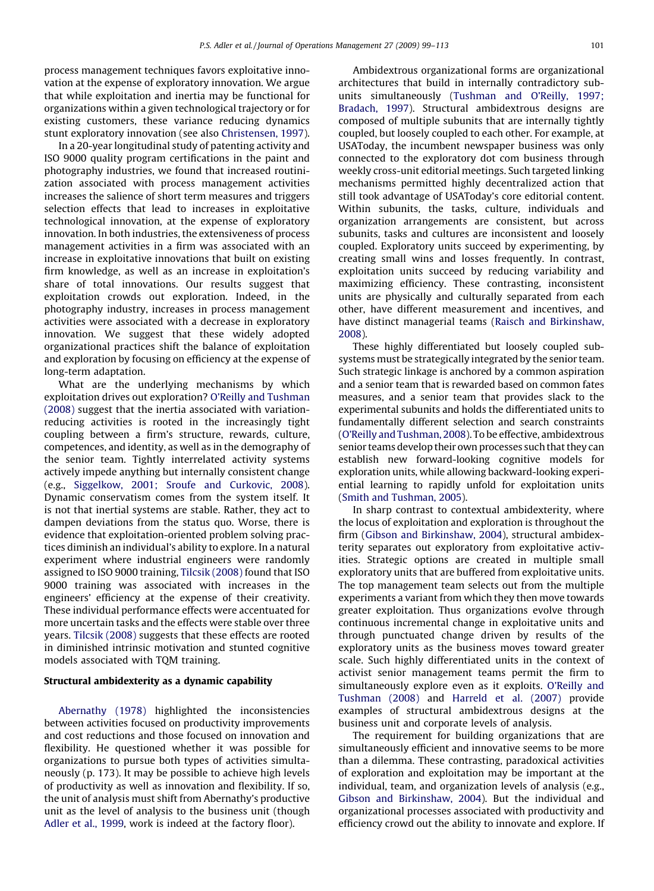process management techniques favors exploitative innovation at the expense of exploratory innovation. We argue that while exploitation and inertia may be functional for organizations within a given technological trajectory or for existing customers, these variance reducing dynamics stunt exploratory innovation (see also Christensen, 1997).

In a 20-year longitudinal study of patenting activity and ISO 9000 quality program certifications in the paint and photography industries, we found that increased routinization associated with process management activities increases the salience of short term measures and triggers selection effects that lead to increases in exploitative technological innovation, at the expense of exploratory innovation. In both industries, the extensiveness of process management activities in a firm was associated with an increase in exploitative innovations that built on existing firm knowledge, as well as an increase in exploitation's share of total innovations. Our results suggest that exploitation crowds out exploration. Indeed, in the photography industry, increases in process management activities were associated with a decrease in exploratory innovation. We suggest that these widely adopted organizational practices shift the balance of exploitation and exploration by focusing on efficiency at the expense of long-term adaptation.

What are the underlying mechanisms by which exploitation drives out exploration? O'Reilly and Tushman (2008) suggest that the inertia associated with variation-reducing activities is rooted in the increasingly tight coupling between a firm's structure, rewards, culture, competences, and identity, as well as in the demography of the senior team. Tightly interrelated activity systems actively impede anything but internally consistent change (e.g., Siggelkow, 2001; Sroufe and Curkovic, 2008). Dynamic conservatism comes from the system itself. It is not that inertial systems are stable. Rather, they act to dampen deviations from the status quo. Worse, there is evidence that exploitation-oriented problem solving practices diminish an individual's ability to explore. In a natural experiment where industrial engineers were randomly assigned to ISO 9000 training, Tilcsik (2008) found that ISO 9000 training was associated with increases in the engineers' efficiency at the expense of their creativity. These individual performance effects were accentuated for more uncertain tasks and the effects were stable over three years. Tilcsik (2008) suggests that these effects are rooted in diminished intrinsic motivation and stunted cognitive models associated with TQM training.

### Structural ambidexterity as a dynamic capability

Abernathy (1978) highlighted the inconsistencies between activities focused on productivity improvements and cost reductions and those focused on innovation and flexibility. He questioned whether it was possible for organizations to pursue both types of activities simultaneously (p. 173). It may be possible to achieve high levels of productivity as well as innovation and flexibility. If so, the unit of analysis must shift from Abernathy's productive unit as the level of analysis to the business unit (though Adler et al., 1999, work is indeed at the factory floor).

Ambidextrous organizational forms are organizational architectures that build in internally contradictory subunits simultaneously (Tushman and O'Reilly, 1997; Bradach, 1997). Structural ambidextrous designs are composed of multiple subunits that are internally tightly coupled, but loosely coupled to each other. For example, at USAToday, the incumbent newspaper business was only connected to the exploratory dot com business through weekly cross-unit editorial meetings. Such targeted linking mechanisms permitted highly decentralized action that still took advantage of USAToday's core editorial content. Within subunits, the tasks, culture, individuals and organization arrangements are consistent, but across subunits, tasks and cultures are inconsistent and loosely coupled. Exploratory units succeed by experimenting, by creating small wins and losses frequently. In contrast, exploitation units succeed by reducing variability and maximizing efficiency. These contrasting, inconsistent units are physically and culturally separated from each other, have different measurement and incentives, and have distinct managerial teams (Raisch and Birkinshaw, 2008).

These highly differentiated but loosely coupled subsystems must be strategically integrated by the senior team. Such strategic linkage is anchored by a common aspiration and a senior team that is rewarded based on common fates measures, and a senior team that provides slack to the experimental subunits and holds the differentiated units to fundamentally different selection and search constraints (O'Reilly and Tushman, 2008). To be effective, ambidextrous senior teams develop their own processes such that they can establish new forward-looking cognitive models for exploration units, while allowing backward-looking experiential learning to rapidly unfold for exploitation units (Smith and Tushman, 2005).

In sharp contrast to contextual ambidexterity, where the locus of exploitation and exploration is throughout the firm (Gibson and Birkinshaw, 2004), structural ambidexterity separates out exploratory from exploitative activities. Strategic options are created in multiple small exploratory units that are buffered from exploitative units. The top management team selects out from the multiple experiments a variant from which they then move towards greater exploitation. Thus organizations evolve through continuous incremental change in exploitative units and through punctuated change driven by results of the exploratory units as the business moves toward greater scale. Such highly differentiated units in the context of activist senior management teams permit the firm to simultaneously explore even as it exploits. O'Reilly and Tushman (2008) and Harreld et al. (2007) provide examples of structural ambidextrous designs at the business unit and corporate levels of analysis.

The requirement for building organizations that are simultaneously efficient and innovative seems to be more than a dilemma. These contrasting, paradoxical activities of exploration and exploitation may be important at the individual, team, and organization levels of analysis (e.g., Gibson and Birkinshaw, 2004). But the individual and organizational processes associated with productivity and efficiency crowd out the ability to innovate and explore. If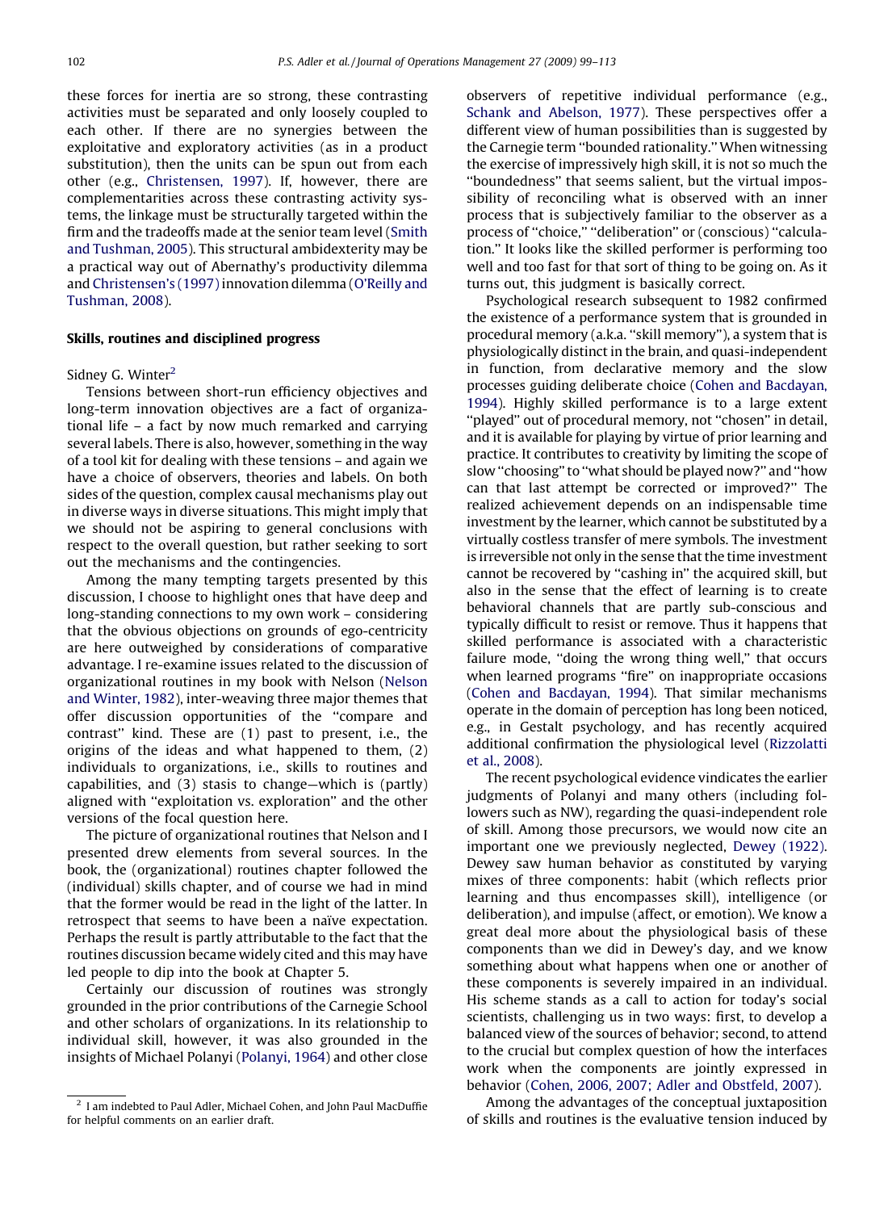these forces for inertia are so strong, these contrasting activities must be separated and only loosely coupled to each other. If there are no synergies between the exploitative and exploratory activities (as in a product substitution), then the units can be spun out from each other (e.g., Christensen, 1997). If, however, there are complementarities across these contrasting activity systems, the linkage must be structurally targeted within the firm and the tradeoffs made at the senior team level (Smith and Tushman, 2005). This structural ambidexterity may be a practical way out of Abernathy's productivity dilemma and Christensen's (1997) innovation dilemma (O'Reilly and Tushman, 2008).

### Skills, routines and disciplined progress

Sidney G. Winter[2]

Tensions between short-run efficiency objectives and long-term innovation objectives are a fact of organizational life – a fact by now much remarked and carrying several labels. There is also, however, something in the way of a tool kit for dealing with these tensions – and again we have a choice of observers, theories and labels. On both sides of the question, complex causal mechanisms play out in diverse ways in diverse situations. This might imply that we should not be aspiring to general conclusions with respect to the overall question, but rather seeking to sort out the mechanisms and the contingencies.

Among the many tempting targets presented by this discussion, I choose to highlight ones that have deep and long-standing connections to my own work – considering that the obvious objections on grounds of ego-centricity are here outweighed by considerations of comparative advantage. I re-examine issues related to the discussion of organizational routines in my book with Nelson (Nelson and Winter, 1982), inter-weaving three major themes that offer discussion opportunities of the "compare and contrast" kind. These are (1) past to present, i.e., the origins of the ideas and what happened to them, (2) individuals to organizations, i.e., skills to routines and capabilities, and (3) stasis to change—which is (partly) aligned with "exploitation vs. exploration" and the other versions of the focal question here.

The picture of organizational routines that Nelson and I presented drew elements from several sources. In the book, the (organizational) routines chapter followed the (individual) skills chapter, and of course we had in mind that the former would be read in the light of the latter. In retrospect that seems to have been a naïve expectation. Perhaps the result is partly attributable to the fact that the routines discussion became widely cited and this may have led people to dip into the book at Chapter 5.

Certainly our discussion of routines was strongly grounded in the prior contributions of the Carnegie School and other scholars of organizations. In its relationship to individual skill, however, it was also grounded in the insights of Michael Polanyi (Polanyi, 1964) and other close observers of repetitive individual performance (e.g., Schank and Abelson, 1977). These perspectives offer a different view of human possibilities than is suggested by the Carnegie term "bounded rationality." When witnessing the exercise of impressively high skill, it is not so much the "boundedness" that seems salient, but the virtual impossibility of reconciling what is observed with an inner process that is subjectively familiar to the observer as a process of "choice," "deliberation" or (conscious) "calculation." It looks like the skilled performer is performing too well and too fast for that sort of thing to be going on. As it turns out, this judgment is basically correct.

Psychological research subsequent to 1982 confirmed the existence of a performance system that is grounded in procedural memory (a.k.a. "skill memory"), a system that is physiologically distinct in the brain, and quasi-independent in function, from declarative memory and the slow processes guiding deliberate choice (Cohen and Bacdayan, 1994). Highly skilled performance is to a large extent "played" out of procedural memory, not "chosen" in detail, and it is available for playing by virtue of prior learning and practice. It contributes to creativity by limiting the scope of slow "choosing" to "what should be played now?" and "how can that last attempt be corrected or improved?" The realized achievement depends on an indispensable time investment by the learner, which cannot be substituted by a virtually costless transfer of mere symbols. The investment is irreversible not only in the sense that the time investment cannot be recovered by "cashing in" the acquired skill, but also in the sense that the effect of learning is to create behavioral channels that are partly sub-conscious and typically difficult to resist or remove. Thus it happens that skilled performance is associated with a characteristic failure mode, "doing the wrong thing well," that occurs when learned programs "fire" on inappropriate occasions (Cohen and Bacdayan, 1994). That similar mechanisms operate in the domain of perception has long been noticed, e.g., in Gestalt psychology, and has recently acquired additional confirmation the physiological level (Rizzolatti et al., 2008).

The recent psychological evidence vindicates the earlier judgments of Polanyi and many others (including followers such as NW), regarding the quasi-independent role of skill. Among those precursors, we would now cite an important one we previously neglected, Dewey (1922). Dewey saw human behavior as constituted by varying mixes of three components: habit (which reflects prior learning and thus encompasses skill), intelligence (or deliberation), and impulse (affect, or emotion). We know a great deal more about the physiological basis of these components than we did in Dewey's day, and we know something about what happens when one or another of these components is severely impaired in an individual. His scheme stands as a call to action for today's social scientists, challenging us in two ways: first, to develop a balanced view of the sources of behavior; second, to attend to the crucial but complex question of how the interfaces work when the components are jointly expressed in behavior (Cohen, 2006, 2007; Adler and Obstfeld, 2007).

Among the advantages of the conceptual juxtaposition of skills and routines is the evaluative tension induced by

[2] I am indebted to Paul Adler, Michael Cohen, and John Paul MacDuffie for helpful comments on an earlier draft.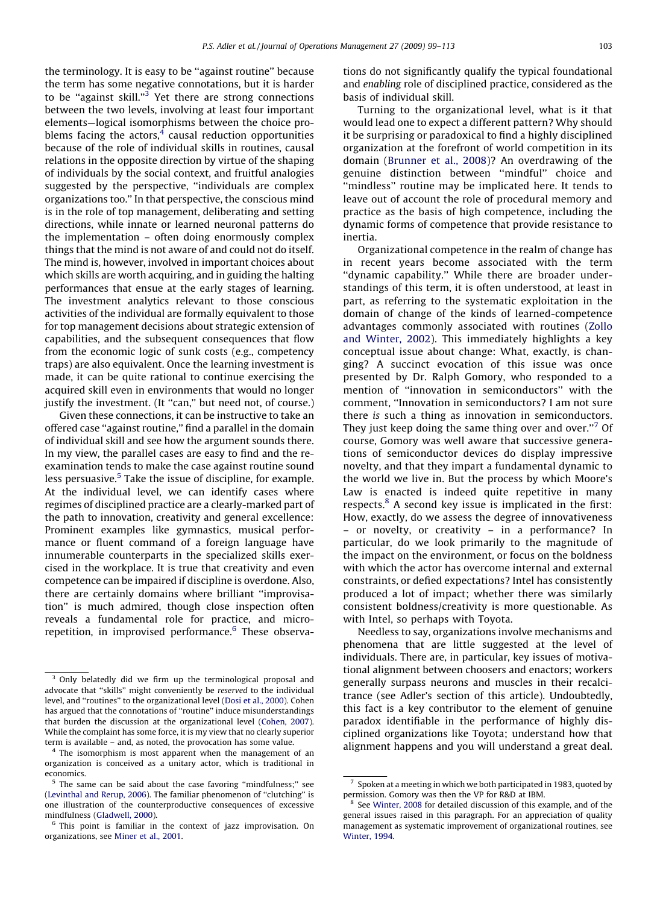the terminology. It is easy to be ''against routine'' because the term has some negative connotations, but it is harder to be ''against skill.''[3] Yet there are strong connections between the two levels, involving at least four important elements—logical isomorphisms between the choice problems facing the actors,[4] causal reduction opportunities because of the role of individual skills in routines, causal relations in the opposite direction by virtue of the shaping of individuals by the social context, and fruitful analogies suggested by the perspective, ''individuals are complex organizations too.'' In that perspective, the conscious mind is in the role of top management, deliberating and setting directions, while innate or learned neuronal patterns do the implementation – often doing enormously complex things that the mind is not aware of and could not do itself. The mind is, however, involved in important choices about which skills are worth acquiring, and in guiding the halting performances that ensue at the early stages of learning. The investment analytics relevant to those conscious activities of the individual are formally equivalent to those for top management decisions about strategic extension of capabilities, and the subsequent consequences that flow from the economic logic of sunk costs (e.g., competency traps) are also equivalent. Once the learning investment is made, it can be quite rational to continue exercising the acquired skill even in environments that would no longer justify the investment. (It ''can,'' but need not, of course.)

Given these connections, it can be instructive to take an offered case ''against routine,'' find a parallel in the domain of individual skill and see how the argument sounds there. In my view, the parallel cases are easy to find and the re-examination tends to make the case against routine sound less persuasive.[5] Take the issue of discipline, for example. At the individual level, we can identify cases where regimes of disciplined practice are a clearly-marked part of the path to innovation, creativity and general excellence: Prominent examples like gymnastics, musical performance or fluent command of a foreign language have innumerable counterparts in the specialized skills exercised in the workplace. It is true that creativity and even competence can be impaired if discipline is overdone. Also, there are certainly domains where brilliant ''improvisation'' is much admired, though close inspection often reveals a fundamental role for practice, and micro-repetition, in improvised performance.[6] These observations do not significantly qualify the typical foundational and *enabling* role of disciplined practice, considered as the basis of individual skill.

Turning to the organizational level, what is it that would lead one to expect a different pattern? Why should it be surprising or paradoxical to find a highly disciplined organization at the forefront of world competition in its domain (Brunner et al., 2008)? An overdrawing of the genuine distinction between ''mindful'' choice and ''mindless'' routine may be implicated here. It tends to leave out of account the role of procedural memory and practice as the basis of high competence, including the dynamic forms of competence that provide resistance to inertia.

Organizational competence in the realm of change has in recent years become associated with the term ''dynamic capability.'' While there are broader understandings of this term, it is often understood, at least in part, as referring to the systematic exploitation in the domain of change of the kinds of learned-competence advantages commonly associated with routines (Zollo and Winter, 2002). This immediately highlights a key conceptual issue about change: What, exactly, is changing? A succinct evocation of this issue was once presented by Dr. Ralph Gomory, who responded to a mention of ''innovation in semiconductors'' with the comment, ''Innovation in semiconductors? I am not sure there *is* such a thing as innovation in semiconductors. They just keep doing the same thing over and over.''[7] Of course, Gomory was well aware that successive generations of semiconductor devices do display impressive novelty, and that they impart a fundamental dynamic to the world we live in. But the process by which Moore's Law is enacted is indeed quite repetitive in many respects.[8] A second key issue is implicated in the first: How, exactly, do we assess the degree of innovativeness – or novelty, or creativity – in a performance? In particular, do we look primarily to the magnitude of the impact on the environment, or focus on the boldness with which the actor has overcome internal and external constraints, or defied expectations? Intel has consistently produced a lot of impact; whether there was similarly consistent boldness/creativity is more questionable. As with Intel, so perhaps with Toyota.

Needless to say, organizations involve mechanisms and phenomena that are little suggested at the level of individuals. There are, in particular, key issues of motivational alignment between choosers and enactors; workers generally surpass neurons and muscles in their recalcitrance (see Adler's section of this article). Undoubtedly, this fact is a key contributor to the element of genuine paradox identifiable in the performance of highly disciplined organizations like Toyota; understand how that alignment happens and you will understand a great deal.

---

[3] Only belatedly did we firm up the terminological proposal and advocate that ''skills'' might conveniently be *reserved* to the individual level, and ''routines'' to the organizational level (Dosi et al., 2000). Cohen has argued that the connotations of ''routine'' induce misunderstandings that burden the discussion at the organizational level (Cohen, 2007). While the complaint has some force, it is my view that no clearly superior term is available – and, as noted, the provocation has some value.

[4] The isomorphism is most apparent when the management of an organization is conceived as a unitary actor, which is traditional in economics.

[5] The same can be said about the case favoring ''mindfulness;'' see (Levinthal and Rerup, 2006). The familiar phenomenon of ''clutching'' is one illustration of the counterproductive consequences of excessive mindfulness (Gladwell, 2000).

[6] This point is familiar in the context of jazz improvisation. On organizations, see Miner et al., 2001.

[7] Spoken at a meeting in which we both participated in 1983, quoted by permission. Gomory was then the VP for R&D at IBM.

[8] See Winter, 2008 for detailed discussion of this example, and of the general issues raised in this paragraph. For an appreciation of quality management as systematic improvement of organizational routines, see Winter, 1994.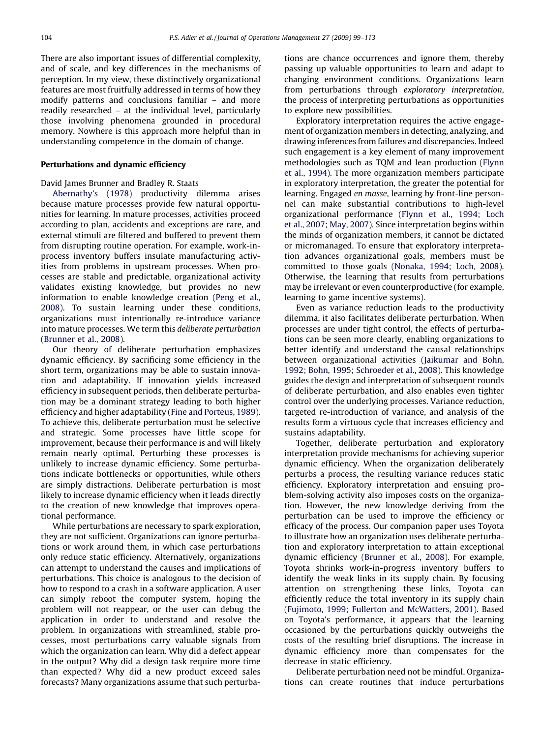There are also important issues of differential complexity, and of scale, and key differences in the mechanisms of perception. In my view, these distinctively organizational features are most fruitfully addressed in terms of how they modify patterns and conclusions familiar – and more readily researched – at the individual level, particularly those involving phenomena grounded in procedural memory. Nowhere is this approach more helpful than in understanding competence in the domain of change.

## Perturbations and dynamic efficiency

David James Brunner and Bradley R. Staats

Abernathy's (1978) productivity dilemma arises because mature processes provide few natural opportunities for learning. In mature processes, activities proceed according to plan, accidents and exceptions are rare, and external stimuli are filtered and buffered to prevent them from disrupting routine operation. For example, work-in-process inventory buffers insulate manufacturing activities from problems in upstream processes. When processes are stable and predictable, organizational activity validates existing knowledge, but provides no new information to enable knowledge creation (Peng et al., 2008). To sustain learning under these conditions, organizations must intentionally re-introduce variance into mature processes. We term this *deliberate perturbation* (Brunner et al., 2008).

Our theory of deliberate perturbation emphasizes dynamic efficiency. By sacrificing some efficiency in the short term, organizations may be able to sustain innovation and adaptability. If innovation yields increased efficiency in subsequent periods, then deliberate perturbation may be a dominant strategy leading to both higher efficiency and higher adaptability (Fine and Porteus, 1989). To achieve this, deliberate perturbation must be selective and strategic. Some processes have little scope for improvement, because their performance is and will likely remain nearly optimal. Perturbing these processes is unlikely to increase dynamic efficiency. Some perturbations indicate bottlenecks or opportunities, while others are simply distractions. Deliberate perturbation is most likely to increase dynamic efficiency when it leads directly to the creation of new knowledge that improves operational performance.

While perturbations are necessary to spark exploration, they are not sufficient. Organizations can ignore perturbations or work around them, in which case perturbations only reduce static efficiency. Alternatively, organizations can attempt to understand the causes and implications of perturbations. This choice is analogous to the decision of how to respond to a crash in a software application. A user can simply reboot the computer system, hoping the problem will not reappear, or the user can debug the application in order to understand and resolve the problem. In organizations with streamlined, stable processes, most perturbations carry valuable signals from which the organization can learn. Why did a defect appear in the output? Why did a design task require more time than expected? Why did a new product exceed sales forecasts? Many organizations assume that such perturbations are chance occurrences and ignore them, thereby passing up valuable opportunities to learn and adapt to changing environment conditions. Organizations learn from perturbations through *exploratory interpretation*, the process of interpreting perturbations as opportunities to explore new possibilities.

Exploratory interpretation requires the active engagement of organization members in detecting, analyzing, and drawing inferences from failures and discrepancies. Indeed such engagement is a key element of many improvement methodologies such as TQM and lean production (Flynn et al., 1994). The more organization members participate in exploratory interpretation, the greater the potential for learning. Engaged *en masse*, learning by front-line personnel can make substantial contributions to high-level organizational performance (Flynn et al., 1994; Loch et al., 2007; May, 2007). Since interpretation begins within the minds of organization members, it cannot be dictated or micromanaged. To ensure that exploratory interpretation advances organizational goals, members must be committed to those goals (Nonaka, 1994; Loch, 2008). Otherwise, the learning that results from perturbations may be irrelevant or even counterproductive (for example, learning to game incentive systems).

Even as variance reduction leads to the productivity dilemma, it also facilitates deliberate perturbation. When processes are under tight control, the effects of perturbations can be seen more clearly, enabling organizations to better identify and understand the causal relationships between organizational activities (Jaikumar and Bohn, 1992; Bohn, 1995; Schroeder et al., 2008). This knowledge guides the design and interpretation of subsequent rounds of deliberate perturbation, and also enables even tighter control over the underlying processes. Variance reduction, targeted re-introduction of variance, and analysis of the results form a virtuous cycle that increases efficiency and sustains adaptability.

Together, deliberate perturbation and exploratory interpretation provide mechanisms for achieving superior dynamic efficiency. When the organization deliberately perturbs a process, the resulting variance reduces static efficiency. Exploratory interpretation and ensuing problem-solving activity also imposes costs on the organization. However, the new knowledge deriving from the perturbation can be used to improve the efficiency or efficacy of the process. Our companion paper uses Toyota to illustrate how an organization uses deliberate perturbation and exploratory interpretation to attain exceptional dynamic efficiency (Brunner et al., 2008). For example, Toyota shrinks work-in-progress inventory buffers to identify the weak links in its supply chain. By focusing attention on strengthening these links, Toyota can efficiently reduce the total inventory in its supply chain (Fujimoto, 1999; Fullerton and McWatters, 2001). Based on Toyota's performance, it appears that the learning occasioned by the perturbations quickly outweighs the costs of the resulting brief disruptions. The increase in dynamic efficiency more than compensates for the decrease in static efficiency.

Deliberate perturbation need not be mindful. Organizations can create routines that induce perturbations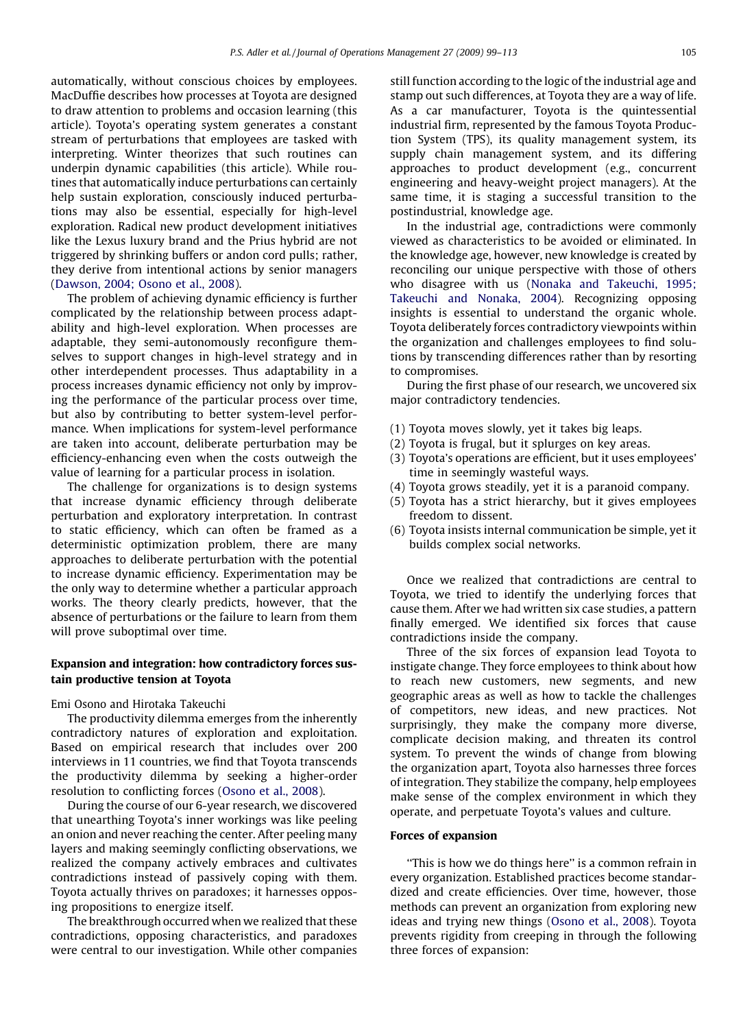automatically, without conscious choices by employees. MacDuffie describes how processes at Toyota are designed to draw attention to problems and occasion learning (this article). Toyota's operating system generates a constant stream of perturbations that employees are tasked with interpreting. Winter theorizes that such routines can underpin dynamic capabilities (this article). While routines that automatically induce perturbations can certainly help sustain exploration, consciously induced perturbations may also be essential, especially for high-level exploration. Radical new product development initiatives like the Lexus luxury brand and the Prius hybrid are not triggered by shrinking buffers or andon cord pulls; rather, they derive from intentional actions by senior managers (Dawson, 2004; Osono et al., 2008).

The problem of achieving dynamic efficiency is further complicated by the relationship between process adaptability and high-level exploration. When processes are adaptable, they semi-autonomously reconfigure themselves to support changes in high-level strategy and in other interdependent processes. Thus adaptability in a process increases dynamic efficiency not only by improving the performance of the particular process over time, but also by contributing to better system-level performance. When implications for system-level performance are taken into account, deliberate perturbation may be efficiency-enhancing even when the costs outweigh the value of learning for a particular process in isolation.

The challenge for organizations is to design systems that increase dynamic efficiency through deliberate perturbation and exploratory interpretation. In contrast to static efficiency, which can often be framed as a deterministic optimization problem, there are many approaches to deliberate perturbation with the potential to increase dynamic efficiency. Experimentation may be the only way to determine whether a particular approach works. The theory clearly predicts, however, that the absence of perturbations or the failure to learn from them will prove suboptimal over time.

## Expansion and integration: how contradictory forces sustain productive tension at Toyota

Emi Osono and Hirotaka Takeuchi

The productivity dilemma emerges from the inherently contradictory natures of exploration and exploitation. Based on empirical research that includes over 200 interviews in 11 countries, we find that Toyota transcends the productivity dilemma by seeking a higher-order resolution to conflicting forces (Osono et al., 2008).

During the course of our 6-year research, we discovered that unearthing Toyota's inner workings was like peeling an onion and never reaching the center. After peeling many layers and making seemingly conflicting observations, we realized the company actively embraces and cultivates contradictions instead of passively coping with them. Toyota actually thrives on paradoxes; it harnesses opposing propositions to energize itself.

The breakthrough occurred when we realized that these contradictions, opposing characteristics, and paradoxes were central to our investigation. While other companies still function according to the logic of the industrial age and stamp out such differences, at Toyota they are a way of life. As a car manufacturer, Toyota is the quintessential industrial firm, represented by the famous Toyota Production System (TPS), its quality management system, its supply chain management system, and its differing approaches to product development (e.g., concurrent engineering and heavy-weight project managers). At the same time, it is staging a successful transition to the postindustrial, knowledge age.

In the industrial age, contradictions were commonly viewed as characteristics to be avoided or eliminated. In the knowledge age, however, new knowledge is created by reconciling our unique perspective with those of others who disagree with us (Nonaka and Takeuchi, 1995; Takeuchi and Nonaka, 2004). Recognizing opposing insights is essential to understand the organic whole. Toyota deliberately forces contradictory viewpoints within the organization and challenges employees to find solutions by transcending differences rather than by resorting to compromises.

During the first phase of our research, we uncovered six major contradictory tendencies.

(1) Toyota moves slowly, yet it takes big leaps.
(2) Toyota is frugal, but it splurges on key areas.
(3) Toyota's operations are efficient, but it uses employees' time in seemingly wasteful ways.
(4) Toyota grows steadily, yet it is a paranoid company.
(5) Toyota has a strict hierarchy, but it gives employees freedom to dissent.
(6) Toyota insists internal communication be simple, yet it builds complex social networks.

Once we realized that contradictions are central to Toyota, we tried to identify the underlying forces that cause them. After we had written six case studies, a pattern finally emerged. We identified six forces that cause contradictions inside the company.

Three of the six forces of expansion lead Toyota to instigate change. They force employees to think about how to reach new customers, new segments, and new geographic areas as well as how to tackle the challenges of competitors, new ideas, and new practices. Not surprisingly, they make the company more diverse, complicate decision making, and threaten its control system. To prevent the winds of change from blowing the organization apart, Toyota also harnesses three forces of integration. They stabilize the company, help employees make sense of the complex environment in which they operate, and perpetuate Toyota's values and culture.

### Forces of expansion

"This is how we do things here" is a common refrain in every organization. Established practices become standardized and create efficiencies. Over time, however, those methods can prevent an organization from exploring new ideas and trying new things (Osono et al., 2008). Toyota prevents rigidity from creeping in through the following three forces of expansion: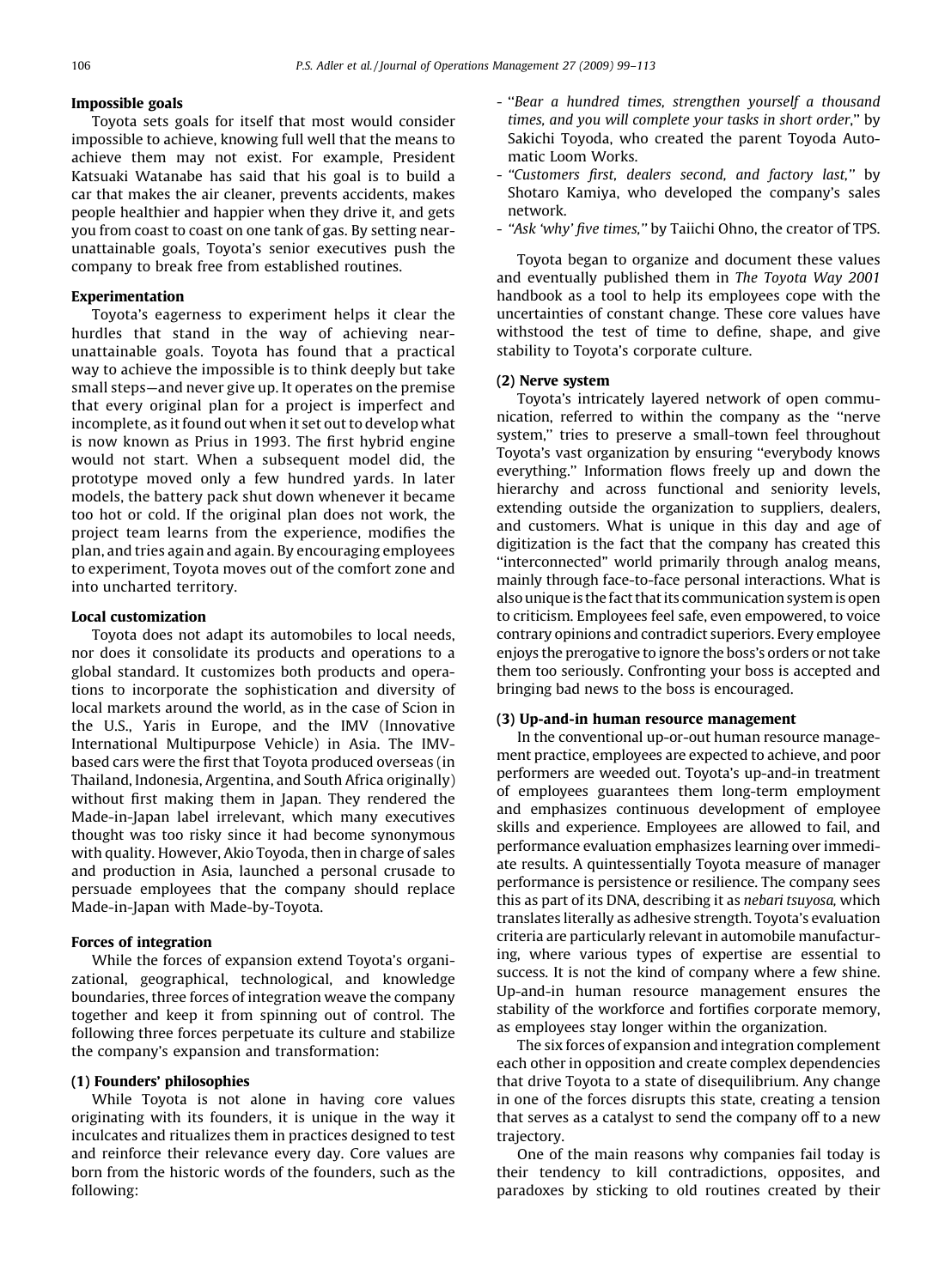#### Impossible goals

Toyota sets goals for itself that most would consider impossible to achieve, knowing full well that the means to achieve them may not exist. For example, President Katsuaki Watanabe has said that his goal is to build a car that makes the air cleaner, prevents accidents, makes people healthier and happier when they drive it, and gets you from coast to coast on one tank of gas. By setting near-unattainable goals, Toyota's senior executives push the company to break free from established routines.

#### Experimentation

Toyota's eagerness to experiment helps it clear the hurdles that stand in the way of achieving near-unattainable goals. Toyota has found that a practical way to achieve the impossible is to think deeply but take small steps—and never give up. It operates on the premise that every original plan for a project is imperfect and incomplete, as it found out when it set out to develop what is now known as Prius in 1993. The first hybrid engine would not start. When a subsequent model did, the prototype moved only a few hundred yards. In later models, the battery pack shut down whenever it became too hot or cold. If the original plan does not work, the project team learns from the experience, modifies the plan, and tries again and again. By encouraging employees to experiment, Toyota moves out of the comfort zone and into uncharted territory.

#### Local customization

Toyota does not adapt its automobiles to local needs, nor does it consolidate its products and operations to a global standard. It customizes both products and operations to incorporate the sophistication and diversity of local markets around the world, as in the case of Scion in the U.S., Yaris in Europe, and the IMV (Innovative International Multipurpose Vehicle) in Asia. The IMV-based cars were the first that Toyota produced overseas (in Thailand, Indonesia, Argentina, and South Africa originally) without first making them in Japan. They rendered the Made-in-Japan label irrelevant, which many executives thought was too risky since it had become synonymous with quality. However, Akio Toyoda, then in charge of sales and production in Asia, launched a personal crusade to persuade employees that the company should replace Made-in-Japan with Made-by-Toyota.

#### Forces of integration

While the forces of expansion extend Toyota's organizational, geographical, technological, and knowledge boundaries, three forces of integration weave the company together and keep it from spinning out of control. The following three forces perpetuate its culture and stabilize the company's expansion and transformation:

#### (1) Founders' philosophies

While Toyota is not alone in having core values originating with its founders, it is unique in the way it inculcates and ritualizes them in practices designed to test and reinforce their relevance every day. Core values are born from the historic words of the founders, such as the following:

- "*Bear a hundred times, strengthen yourself a thousand times, and you will complete your tasks in short order*," by Sakichi Toyoda, who created the parent Toyoda Automatic Loom Works.
- "*Customers first, dealers second, and factory last*," by Shotaro Kamiya, who developed the company's sales network.
- "*Ask 'why' five times*," by Taiichi Ohno, the creator of TPS.

Toyota began to organize and document these values and eventually published them in *The Toyota Way 2001* handbook as a tool to help its employees cope with the uncertainties of constant change. These core values have withstood the test of time to define, shape, and give stability to Toyota's corporate culture.

#### (2) Nerve system

Toyota's intricately layered network of open communication, referred to within the company as the "nerve system," tries to preserve a small-town feel throughout Toyota's vast organization by ensuring "everybody knows everything." Information flows freely up and down the hierarchy and across functional and seniority levels, extending outside the organization to suppliers, dealers, and customers. What is unique in this day and age of digitization is the fact that the company has created this "interconnected" world primarily through analog means, mainly through face-to-face personal interactions. What is also unique is the fact that its communication system is open to criticism. Employees feel safe, even empowered, to voice contrary opinions and contradict superiors. Every employee enjoys the prerogative to ignore the boss's orders or not take them too seriously. Confronting your boss is accepted and bringing bad news to the boss is encouraged.

#### (3) Up-and-in human resource management

In the conventional up-or-out human resource management practice, employees are expected to achieve, and poor performers are weeded out. Toyota's up-and-in treatment of employees guarantees them long-term employment and emphasizes continuous development of employee skills and experience. Employees are allowed to fail, and performance evaluation emphasizes learning over immediate results. A quintessentially Toyota measure of manager performance is persistence or resilience. The company sees this as part of its DNA, describing it as *nebari tsuyosa,* which translates literally as adhesive strength. Toyota's evaluation criteria are particularly relevant in automobile manufacturing, where various types of expertise are essential to success. It is not the kind of company where a few shine. Up-and-in human resource management ensures the stability of the workforce and fortifies corporate memory, as employees stay longer within the organization.

The six forces of expansion and integration complement each other in opposition and create complex dependencies that drive Toyota to a state of disequilibrium. Any change in one of the forces disrupts this state, creating a tension that serves as a catalyst to send the company off to a new trajectory.

One of the main reasons why companies fail today is their tendency to kill contradictions, opposites, and paradoxes by sticking to old routines created by their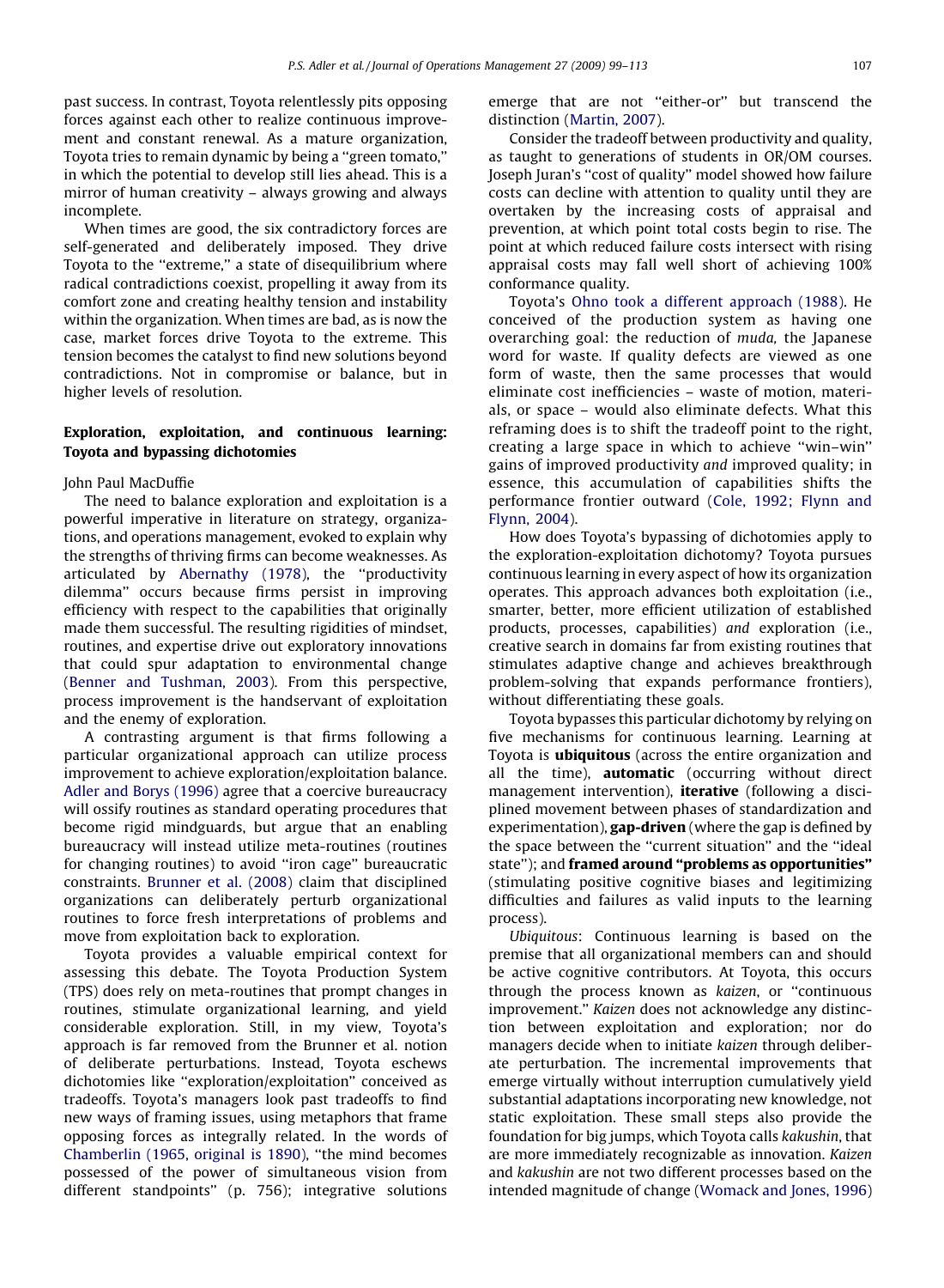past success. In contrast, Toyota relentlessly pits opposing forces against each other to realize continuous improvement and constant renewal. As a mature organization, Toyota tries to remain dynamic by being a ''green tomato,'' in which the potential to develop still lies ahead. This is a mirror of human creativity – always growing and always incomplete.

When times are good, the six contradictory forces are self-generated and deliberately imposed. They drive Toyota to the ''extreme,'' a state of disequilibrium where radical contradictions coexist, propelling it away from its comfort zone and creating healthy tension and instability within the organization. When times are bad, as is now the case, market forces drive Toyota to the extreme. This tension becomes the catalyst to find new solutions beyond contradictions. Not in compromise or balance, but in higher levels of resolution.

## Exploration, exploitation, and continuous learning: Toyota and bypassing dichotomies

John Paul MacDuffie

The need to balance exploration and exploitation is a powerful imperative in literature on strategy, organizations, and operations management, evoked to explain why the strengths of thriving firms can become weaknesses. As articulated by Abernathy (1978), the ''productivity dilemma'' occurs because firms persist in improving efficiency with respect to the capabilities that originally made them successful. The resulting rigidities of mindset, routines, and expertise drive out exploratory innovations that could spur adaptation to environmental change (Benner and Tushman, 2003). From this perspective, process improvement is the handservant of exploitation and the enemy of exploration.

A contrasting argument is that firms following a particular organizational approach can utilize process improvement to achieve exploration/exploitation balance. Adler and Borys (1996) agree that a coercive bureaucracy will ossify routines as standard operating procedures that become rigid mindguards, but argue that an enabling bureaucracy will instead utilize meta-routines (routines for changing routines) to avoid ''iron cage'' bureaucratic constraints. Brunner et al. (2008) claim that disciplined organizations can deliberately perturb organizational routines to force fresh interpretations of problems and move from exploitation back to exploration.

Toyota provides a valuable empirical context for assessing this debate. The Toyota Production System (TPS) does rely on meta-routines that prompt changes in routines, stimulate organizational learning, and yield considerable exploration. Still, in my view, Toyota's approach is far removed from the Brunner et al. notion of deliberate perturbations. Instead, Toyota eschews dichotomies like ''exploration/exploitation'' conceived as tradeoffs. Toyota's managers look past tradeoffs to find new ways of framing issues, using metaphors that frame opposing forces as integrally related. In the words of Chamberlin (1965, original is 1890), ''the mind becomes possessed of the power of simultaneous vision from different standpoints'' (p. 756); integrative solutions emerge that are not ''either-or'' but transcend the distinction (Martin, 2007).

Consider the tradeoff between productivity and quality, as taught to generations of students in OR/OM courses. Joseph Juran's ''cost of quality'' model showed how failure costs can decline with attention to quality until they are overtaken by the increasing costs of appraisal and prevention, at which point total costs begin to rise. The point at which reduced failure costs intersect with rising appraisal costs may fall well short of achieving 100% conformance quality.

Toyota's Ohno took a different approach (1988). He conceived of the production system as having one overarching goal: the reduction of *muda*, the Japanese word for waste. If quality defects are viewed as one form of waste, then the same processes that would eliminate cost inefficiencies – waste of motion, materials, or space – would also eliminate defects. What this reframing does is to shift the tradeoff point to the right, creating a large space in which to achieve ''win–win'' gains of improved productivity *and* improved quality; in essence, this accumulation of capabilities shifts the performance frontier outward (Cole, 1992; Flynn and Flynn, 2004).

How does Toyota's bypassing of dichotomies apply to the exploration-exploitation dichotomy? Toyota pursues continuous learning in every aspect of how its organization operates. This approach advances both exploitation (i.e., smarter, better, more efficient utilization of established products, processes, capabilities) *and* exploration (i.e., creative search in domains far from existing routines that stimulates adaptive change and achieves breakthrough problem-solving that expands performance frontiers), without differentiating these goals.

Toyota bypasses this particular dichotomy by relying on five mechanisms for continuous learning. Learning at Toyota is **ubiquitous** (across the entire organization and all the time), **automatic** (occurring without direct management intervention), **iterative** (following a disciplined movement between phases of standardization and experimentation), **gap-driven** (where the gap is defined by the space between the ''current situation'' and the ''ideal state''); and **framed around ''problems as opportunities''** (stimulating positive cognitive biases and legitimizing difficulties and failures as valid inputs to the learning process).

*Ubiquitous*: Continuous learning is based on the premise that all organizational members can and should be active cognitive contributors. At Toyota, this occurs through the process known as *kaizen*, or ''continuous improvement.'' *Kaizen* does not acknowledge any distinction between exploitation and exploration; nor do managers decide when to initiate *kaizen* through deliberate perturbation. The incremental improvements that emerge virtually without interruption cumulatively yield substantial adaptations incorporating new knowledge, not static exploitation. These small steps also provide the foundation for big jumps, which Toyota calls *kakushin*, that are more immediately recognizable as innovation. *Kaizen* and *kakushin* are not two different processes based on the intended magnitude of change (Womack and Jones, 1996)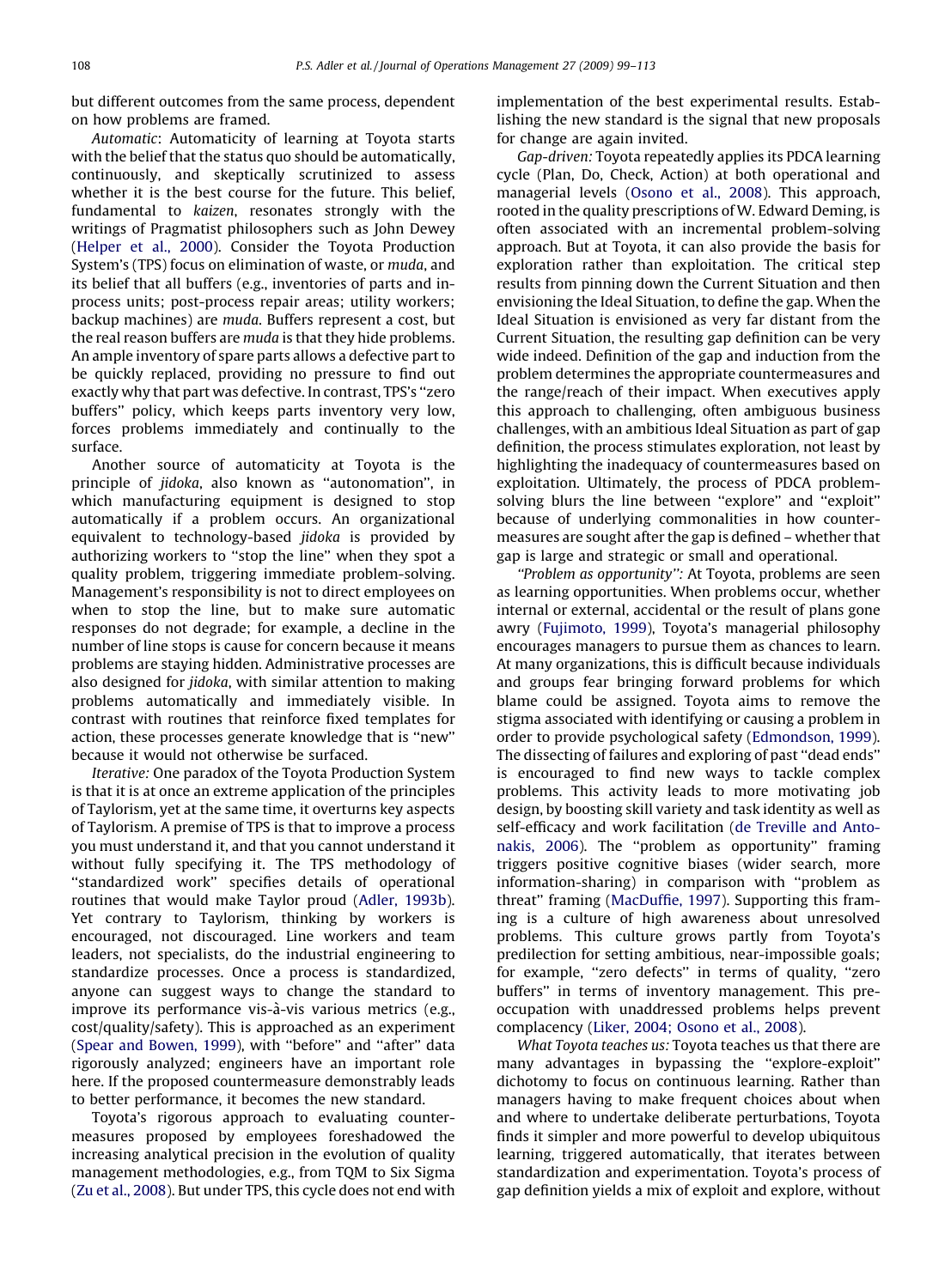but different outcomes from the same process, dependent on how problems are framed.

*Automatic*: Automaticity of learning at Toyota starts with the belief that the status quo should be automatically, continuously, and skeptically scrutinized to assess whether it is the best course for the future. This belief, fundamental to *kaizen*, resonates strongly with the writings of Pragmatist philosophers such as John Dewey (Helper et al., 2000). Consider the Toyota Production System's (TPS) focus on elimination of waste, or *muda*, and its belief that all buffers (e.g., inventories of parts and in-process units; post-process repair areas; utility workers; backup machines) are *muda*. Buffers represent a cost, but the real reason buffers are *muda* is that they hide problems. An ample inventory of spare parts allows a defective part to be quickly replaced, providing no pressure to find out exactly why that part was defective. In contrast, TPS's "zero buffers" policy, which keeps parts inventory very low, forces problems immediately and continually to the surface.

Another source of automaticity at Toyota is the principle of *jidoka*, also known as "autonomation", in which manufacturing equipment is designed to stop automatically if a problem occurs. An organizational equivalent to technology-based *jidoka* is provided by authorizing workers to "stop the line" when they spot a quality problem, triggering immediate problem-solving. Management's responsibility is not to direct employees on when to stop the line, but to make sure automatic responses do not degrade; for example, a decline in the number of line stops is cause for concern because it means problems are staying hidden. Administrative processes are also designed for *jidoka*, with similar attention to making problems automatically and immediately visible. In contrast with routines that reinforce fixed templates for action, these processes generate knowledge that is "new" because it would not otherwise be surfaced.

*Iterative:* One paradox of the Toyota Production System is that it is at once an extreme application of the principles of Taylorism, yet at the same time, it overturns key aspects of Taylorism. A premise of TPS is that to improve a process you must understand it, and that you cannot understand it without fully specifying it. The TPS methodology of "standardized work" specifies details of operational routines that would make Taylor proud (Adler, 1993b). Yet contrary to Taylorism, thinking by workers is encouraged, not discouraged. Line workers and team leaders, not specialists, do the industrial engineering to standardize processes. Once a process is standardized, anyone can suggest ways to change the standard to improve its performance vis-à-vis various metrics (e.g., cost/quality/safety). This is approached as an experiment (Spear and Bowen, 1999), with "before" and "after" data rigorously analyzed; engineers have an important role here. If the proposed countermeasure demonstrably leads to better performance, it becomes the new standard.

Toyota's rigorous approach to evaluating countermeasures proposed by employees foreshadowed the increasing analytical precision in the evolution of quality management methodologies, e.g., from TQM to Six Sigma (Zu et al., 2008). But under TPS, this cycle does not end with implementation of the best experimental results. Establishing the new standard is the signal that new proposals for change are again invited.

*Gap-driven:* Toyota repeatedly applies its PDCA learning cycle (Plan, Do, Check, Action) at both operational and managerial levels (Osono et al., 2008). This approach, rooted in the quality prescriptions of W. Edward Deming, is often associated with an incremental problem-solving approach. But at Toyota, it can also provide the basis for exploration rather than exploitation. The critical step results from pinning down the Current Situation and then envisioning the Ideal Situation, to define the gap. When the Ideal Situation is envisioned as very far distant from the Current Situation, the resulting gap definition can be very wide indeed. Definition of the gap and induction from the problem determines the appropriate countermeasures and the range/reach of their impact. When executives apply this approach to challenging, often ambiguous business challenges, with an ambitious Ideal Situation as part of gap definition, the process stimulates exploration, not least by highlighting the inadequacy of countermeasures based on exploitation. Ultimately, the process of PDCA problem-solving blurs the line between "explore" and "exploit" because of underlying commonalities in how countermeasures are sought after the gap is defined – whether that gap is large and strategic or small and operational.

*"Problem as opportunity":* At Toyota, problems are seen as learning opportunities. When problems occur, whether internal or external, accidental or the result of plans gone awry (Fujimoto, 1999), Toyota's managerial philosophy encourages managers to pursue them as chances to learn. At many organizations, this is difficult because individuals and groups fear bringing forward problems for which blame could be assigned. Toyota aims to remove the stigma associated with identifying or causing a problem in order to provide psychological safety (Edmondson, 1999). The dissecting of failures and exploring of past "dead ends" is encouraged to find new ways to tackle complex problems. This activity leads to more motivating job design, by boosting skill variety and task identity as well as self-efficacy and work facilitation (de Treville and Antonakis, 2006). The "problem as opportunity" framing triggers positive cognitive biases (wider search, more information-sharing) in comparison with "problem as threat" framing (MacDuffie, 1997). Supporting this framing is a culture of high awareness about unresolved problems. This culture grows partly from Toyota's predilection for setting ambitious, near-impossible goals; for example, "zero defects" in terms of quality, "zero buffers" in terms of inventory management. This preoccupation with unaddressed problems helps prevent complacency (Liker, 2004; Osono et al., 2008).

*What Toyota teaches us:* Toyota teaches us that there are many advantages in bypassing the "explore-exploit" dichotomy to focus on continuous learning. Rather than managers having to make frequent choices about when and where to undertake deliberate perturbations, Toyota finds it simpler and more powerful to develop ubiquitous learning, triggered automatically, that iterates between standardization and experimentation. Toyota's process of gap definition yields a mix of exploit and explore, without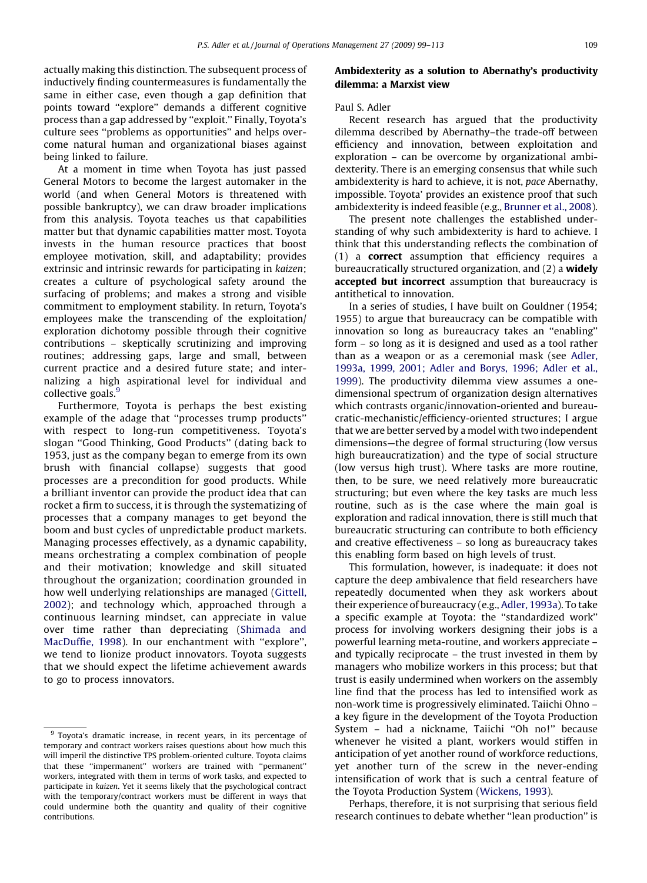actually making this distinction. The subsequent process of inductively finding countermeasures is fundamentally the same in either case, even though a gap definition that points toward ''explore'' demands a different cognitive process than a gap addressed by ''exploit.'' Finally, Toyota's culture sees ''problems as opportunities'' and helps overcome natural human and organizational biases against being linked to failure.

At a moment in time when Toyota has just passed General Motors to become the largest automaker in the world (and when General Motors is threatened with possible bankruptcy), we can draw broader implications from this analysis. Toyota teaches us that capabilities matter but that dynamic capabilities matter most. Toyota invests in the human resource practices that boost employee motivation, skill, and adaptability; provides extrinsic and intrinsic rewards for participating in *kaizen*; creates a culture of psychological safety around the surfacing of problems; and makes a strong and visible commitment to employment stability. In return, Toyota's employees make the transcending of the exploitation/exploration dichotomy possible through their cognitive contributions – skeptically scrutinizing and improving routines; addressing gaps, large and small, between current practice and a desired future state; and internalizing a high aspirational level for individual and collective goals.[9]

Furthermore, Toyota is perhaps the best existing example of the adage that ''processes trump products'' with respect to long-run competitiveness. Toyota's slogan ''Good Thinking, Good Products'' (dating back to 1953, just as the company began to emerge from its own brush with financial collapse) suggests that good processes are a precondition for good products. While a brilliant inventor can provide the product idea that can rocket a firm to success, it is through the systematizing of processes that a company manages to get beyond the boom and bust cycles of unpredictable product markets. Managing processes effectively, as a dynamic capability, means orchestrating a complex combination of people and their motivation; knowledge and skill situated throughout the organization; coordination grounded in how well underlying relationships are managed (Gittell, 2002); and technology which, approached through a continuous learning mindset, can appreciate in value over time rather than depreciating (Shimada and MacDuffie, 1998). In our enchantment with ''explore'', we tend to lionize product innovators. Toyota suggests that we should expect the lifetime achievement awards to go to process innovators.

[9] Toyota's dramatic increase, in recent years, in its percentage of temporary and contract workers raises questions about how much this will imperil the distinctive TPS problem-oriented culture. Toyota claims that these ''impermanent'' workers are trained with ''permanent'' workers, integrated with them in terms of work tasks, and expected to participate in *kaizen*. Yet it seems likely that the psychological contract with the temporary/contract workers must be different in ways that could undermine both the quantity and quality of their cognitive contributions.

## Ambidexterity as a solution to Abernathy's productivity dilemma: a Marxist view

Paul S. Adler

Recent research has argued that the productivity dilemma described by Abernathy–the trade-off between efficiency and innovation, between exploitation and exploration – can be overcome by organizational ambidexterity. There is an emerging consensus that while such ambidexterity is hard to achieve, it is not, *pace* Abernathy, impossible. Toyota' provides an existence proof that such ambidexterity is indeed feasible (e.g., Brunner et al., 2008).

The present note challenges the established understanding of why such ambidexterity is hard to achieve. I think that this understanding reflects the combination of (1) a **correct** assumption that efficiency requires a bureaucratically structured organization, and (2) a **widely accepted but incorrect** assumption that bureaucracy is antithetical to innovation.

In a series of studies, I have built on Gouldner (1954; 1955) to argue that bureaucracy can be compatible with innovation so long as bureaucracy takes an ''enabling'' form – so long as it is designed and used as a tool rather than as a weapon or as a ceremonial mask (see Adler, 1993a, 1999, 2001; Adler and Borys, 1996; Adler et al., 1999). The productivity dilemma view assumes a one-dimensional spectrum of organization design alternatives which contrasts organic/innovation-oriented and bureaucratic-mechanistic/efficiency-oriented structures; I argue that we are better served by a model with two independent dimensions—the degree of formal structuring (low versus high bureaucratization) and the type of social structure (low versus high trust). Where tasks are more routine, then, to be sure, we need relatively more bureaucratic structuring; but even where the key tasks are much less routine, such as is the case where the main goal is exploration and radical innovation, there is still much that bureaucratic structuring can contribute to both efficiency and creative effectiveness – so long as bureaucracy takes this enabling form based on high levels of trust.

This formulation, however, is inadequate: it does not capture the deep ambivalence that field researchers have repeatedly documented when they ask workers about their experience of bureaucracy (e.g., Adler, 1993a). To take a specific example at Toyota: the ''standardized work'' process for involving workers designing their jobs is a powerful learning meta-routine, and workers appreciate – and typically reciprocate – the trust invested in them by managers who mobilize workers in this process; but that trust is easily undermined when workers on the assembly line find that the process has led to intensified work as non-work time is progressively eliminated. Taiichi Ohno – a key figure in the development of the Toyota Production System – had a nickname, Taiichi ''Oh no!'' because whenever he visited a plant, workers would stiffen in anticipation of yet another round of workforce reductions, yet another turn of the screw in the never-ending intensification of work that is such a central feature of the Toyota Production System (Wickens, 1993).

Perhaps, therefore, it is not surprising that serious field research continues to debate whether ''lean production'' is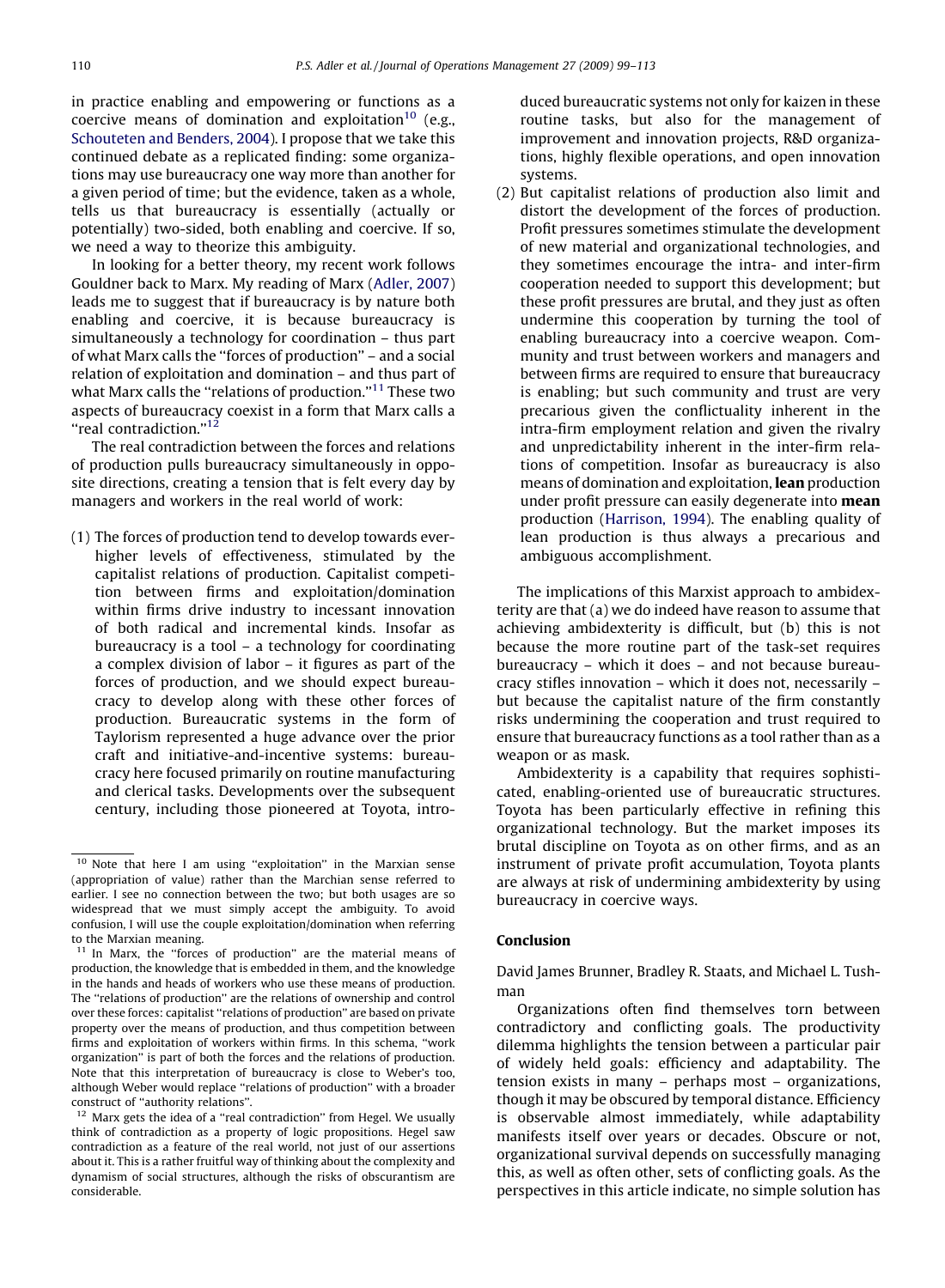in practice enabling and empowering or functions as a coercive means of domination and exploitation[10] (e.g., Schouteten and Benders, 2004). I propose that we take this continued debate as a replicated finding: some organizations may use bureaucracy one way more than another for a given period of time; but the evidence, taken as a whole, tells us that bureaucracy is essentially (actually or potentially) two-sided, both enabling and coercive. If so, we need a way to theorize this ambiguity.

In looking for a better theory, my recent work follows Gouldner back to Marx. My reading of Marx (Adler, 2007) leads me to suggest that if bureaucracy is by nature both enabling and coercive, it is because bureaucracy is simultaneously a technology for coordination – thus part of what Marx calls the "forces of production" – and a social relation of exploitation and domination – and thus part of what Marx calls the "relations of production."[11] These two aspects of bureaucracy coexist in a form that Marx calls a "real contradiction."[12]

The real contradiction between the forces and relations of production pulls bureaucracy simultaneously in opposite directions, creating a tension that is felt every day by managers and workers in the real world of work:

(1) The forces of production tend to develop towards ever-higher levels of effectiveness, stimulated by the capitalist relations of production. Capitalist competition between firms and exploitation/domination within firms drive industry to incessant innovation of both radical and incremental kinds. Insofar as bureaucracy is a tool – a technology for coordinating a complex division of labor – it figures as part of the forces of production, and we should expect bureaucracy to develop along with these other forces of production. Bureaucratic systems in the form of Taylorism represented a huge advance over the prior craft and initiative-and-incentive systems: bureaucracy here focused primarily on routine manufacturing and clerical tasks. Developments over the subsequent century, including those pioneered at Toyota, introduced bureaucratic systems not only for kaizen in these routine tasks, but also for the management of improvement and innovation projects, R&D organizations, highly flexible operations, and open innovation systems.

(2) But capitalist relations of production also limit and distort the development of the forces of production. Profit pressures sometimes stimulate the development of new material and organizational technologies, and they sometimes encourage the intra- and inter-firm cooperation needed to support this development; but these profit pressures are brutal, and they just as often undermine this cooperation by turning the tool of enabling bureaucracy into a coercive weapon. Community and trust between workers and managers and between firms are required to ensure that bureaucracy is enabling; but such community and trust are very precarious given the conflictuality inherent in the intra-firm employment relation and given the rivalry and unpredictability inherent in the inter-firm relations of competition. Insofar as bureaucracy is also means of domination and exploitation, **lean** production under profit pressure can easily degenerate into **mean** production (Harrison, 1994). The enabling quality of lean production is thus always a precarious and ambiguous accomplishment.

The implications of this Marxist approach to ambidexterity are that (a) we do indeed have reason to assume that achieving ambidexterity is difficult, but (b) this is not because the more routine part of the task-set requires bureaucracy – which it does – and not because bureaucracy stifles innovation – which it does not, necessarily – but because the capitalist nature of the firm constantly risks undermining the cooperation and trust required to ensure that bureaucracy functions as a tool rather than as a weapon or as mask.

Ambidexterity is a capability that requires sophisticated, enabling-oriented use of bureaucratic structures. Toyota has been particularly effective in refining this organizational technology. But the market imposes its brutal discipline on Toyota as on other firms, and as an instrument of private profit accumulation, Toyota plants are always at risk of undermining ambidexterity by using bureaucracy in coercive ways.

## Conclusion

David James Brunner, Bradley R. Staats, and Michael L. Tushman

Organizations often find themselves torn between contradictory and conflicting goals. The productivity dilemma highlights the tension between a particular pair of widely held goals: efficiency and adaptability. The tension exists in many – perhaps most – organizations, though it may be obscured by temporal distance. Efficiency is observable almost immediately, while adaptability manifests itself over years or decades. Obscure or not, organizational survival depends on successfully managing this, as well as often other, sets of conflicting goals. As the perspectives in this article indicate, no simple solution has

---

[10] Note that here I am using "exploitation" in the Marxian sense (appropriation of value) rather than the Marchian sense referred to earlier. I see no connection between the two; but both usages are so widespread that we must simply accept the ambiguity. To avoid confusion, I will use the couple exploitation/domination when referring to the Marxian meaning.

[11] In Marx, the "forces of production" are the material means of production, the knowledge that is embedded in them, and the knowledge in the hands and heads of workers who use these means of production. The "relations of production" are the relations of ownership and control over these forces: capitalist "relations of production" are based on private property over the means of production, and thus competition between firms and exploitation of workers within firms. In this schema, "work organization" is part of both the forces and the relations of production. Note that this interpretation of bureaucracy is close to Weber's too, although Weber would replace "relations of production" with a broader construct of "authority relations".

[12] Marx gets the idea of a "real contradiction" from Hegel. We usually think of contradiction as a property of logic propositions. Hegel saw contradiction as a feature of the real world, not just of our assertions about it. This is a rather fruitful way of thinking about the complexity and dynamism of social structures, although the risks of obscurantism are considerable.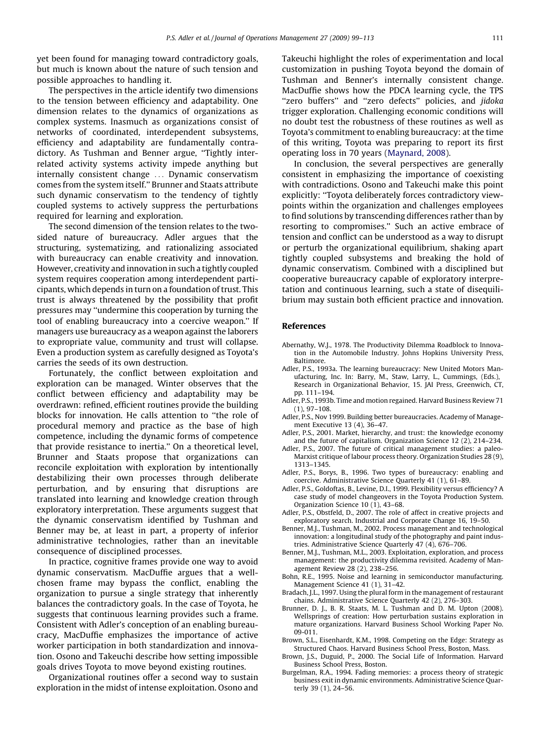yet been found for managing toward contradictory goals, but much is known about the nature of such tension and possible approaches to handling it.

The perspectives in the article identify two dimensions to the tension between efficiency and adaptability. One dimension relates to the dynamics of organizations as complex systems. Inasmuch as organizations consist of networks of coordinated, interdependent subsystems, efficiency and adaptability are fundamentally contradictory. As Tushman and Benner argue, ''Tightly interrelated activity systems activity impede anything but internally consistent change ... Dynamic conservatism comes from the system itself.'' Brunner and Staats attribute such dynamic conservatism to the tendency of tightly coupled systems to actively suppress the perturbations required for learning and exploration.

The second dimension of the tension relates to the two-sided nature of bureaucracy. Adler argues that the structuring, systematizing, and rationalizing associated with bureaucracy can enable creativity and innovation. However, creativity and innovation in such a tightly coupled system requires cooperation among interdependent participants, which depends in turn on a foundation of trust. This trust is always threatened by the possibility that profit pressures may ''undermine this cooperation by turning the tool of enabling bureaucracy into a coercive weapon.'' If managers use bureaucracy as a weapon against the laborers to expropriate value, community and trust will collapse. Even a production system as carefully designed as Toyota's carries the seeds of its own destruction.

Fortunately, the conflict between exploitation and exploration can be managed. Winter observes that the conflict between efficiency and adaptability may be overdrawn: refined, efficient routines provide the building blocks for innovation. He calls attention to ''the role of procedural memory and practice as the base of high competence, including the dynamic forms of competence that provide resistance to inertia.'' On a theoretical level, Brunner and Staats propose that organizations can reconcile exploitation with exploration by intentionally destabilizing their own processes through deliberate perturbation, and by ensuring that disruptions are translated into learning and knowledge creation through exploratory interpretation. These arguments suggest that the dynamic conservatism identified by Tushman and Benner may be, at least in part, a property of inferior administrative technologies, rather than an inevitable consequence of disciplined processes.

In practice, cognitive frames provide one way to avoid dynamic conservatism. MacDuffie argues that a well-chosen frame may bypass the conflict, enabling the organization to pursue a single strategy that inherently balances the contradictory goals. In the case of Toyota, he suggests that continuous learning provides such a frame. Consistent with Adler's conception of an enabling bureaucracy, MacDuffie emphasizes the importance of active worker participation in both standardization and innovation. Osono and Takeuchi describe how setting impossible goals drives Toyota to move beyond existing routines.

Organizational routines offer a second way to sustain exploration in the midst of intense exploitation. Osono and Takeuchi highlight the roles of experimentation and local customization in pushing Toyota beyond the domain of Tushman and Benner's internally consistent change. MacDuffie shows how the PDCA learning cycle, the TPS ''zero buffers'' and ''zero defects'' policies, and *jidoka* trigger exploration. Challenging economic conditions will no doubt test the robustness of these routines as well as Toyota's commitment to enabling bureaucracy: at the time of this writing, Toyota was preparing to report its first operating loss in 70 years (Maynard, 2008).

In conclusion, the several perspectives are generally consistent in emphasizing the importance of coexisting with contradictions. Osono and Takeuchi make this point explicitly: ''Toyota deliberately forces contradictory viewpoints within the organization and challenges employees to find solutions by transcending differences rather than by resorting to compromises.'' Such an active embrace of tension and conflict can be understood as a way to disrupt or perturb the organizational equilibrium, shaking apart tightly coupled subsystems and breaking the hold of dynamic conservatism. Combined with a disciplined but cooperative bureaucracy capable of exploratory interpretation and continuous learning, such a state of disequilibrium may sustain both efficient practice and innovation.

## References

Abernathy, W.J., 1978. The Productivity Dilemma Roadblock to Innovation in the Automobile Industry. Johns Hopkins University Press, Baltimore.

Adler, P.S., 1993a. The learning bureaucracy: New United Motors Manufacturing, Inc. In: Barry, M., Staw, Larry, L., Cummings, (Eds.), Research in Organizational Behavior, 15. JAI Press, Greenwich, CT, pp. 111–194.

Adler, P.S., 1993b. Time and motion regained. Harvard Business Review 71 (1), 97–108.

Adler, P.S., Nov 1999. Building better bureaucracies. Academy of Management Executive 13 (4), 36–47.

Adler, P.S., 2001. Market, hierarchy, and trust: the knowledge economy and the future of capitalism. Organization Science 12 (2), 214–234.

Adler, P.S., 2007. The future of critical management studies: a paleo-Marxist critique of labour process theory. Organization Studies 28 (9), 1313–1345.

Adler, P.S., Borys, B., 1996. Two types of bureaucracy: enabling and coercive. Administrative Science Quarterly 41 (1), 61–89.

Adler, P.S., Goldoftas, B., Levine, D.I., 1999. Flexibility versus efficiency? A case study of model changeovers in the Toyota Production System. Organization Science 10 (1), 43–68.

Adler, P.S., Obstfeld, D., 2007. The role of affect in creative projects and exploratory search. Industrial and Corporate Change 16, 19–50.

Benner, M.J., Tushman, M., 2002. Process management and technological innovation: a longitudinal study of the photography and paint industries. Administrative Science Quarterly 47 (4), 676–706.

Benner, M.J., Tushman, M.L., 2003. Exploitation, exploration, and process management: the productivity dilemma revisited. Academy of Management Review 28 (2), 238–256.

Bohn, R.E., 1995. Noise and learning in semiconductor manufacturing. Management Science 41 (1), 31–42.

Bradach, J.L., 1997. Using the plural form in the management of restaurant chains. Administrative Science Quarterly 42 (2), 276–303.

Brunner, D. J., B. R. Staats, M. L. Tushman and D. M. Upton (2008). Wellsprings of creation: How perturbation sustains exploration in mature organizations. Harvard Business School Working Paper No. 09-011.

Brown, S.L., Eisenhardt, K.M., 1998. Competing on the Edge: Strategy as Structured Chaos. Harvard Business School Press, Boston, Mass.

Brown, J.S., Duguid, P., 2000. The Social Life of Information. Harvard Business School Press, Boston.

Burgelman, R.A., 1994. Fading memories: a process theory of strategic business exit in dynamic environments. Administrative Science Quarterly 39 (1), 24–56.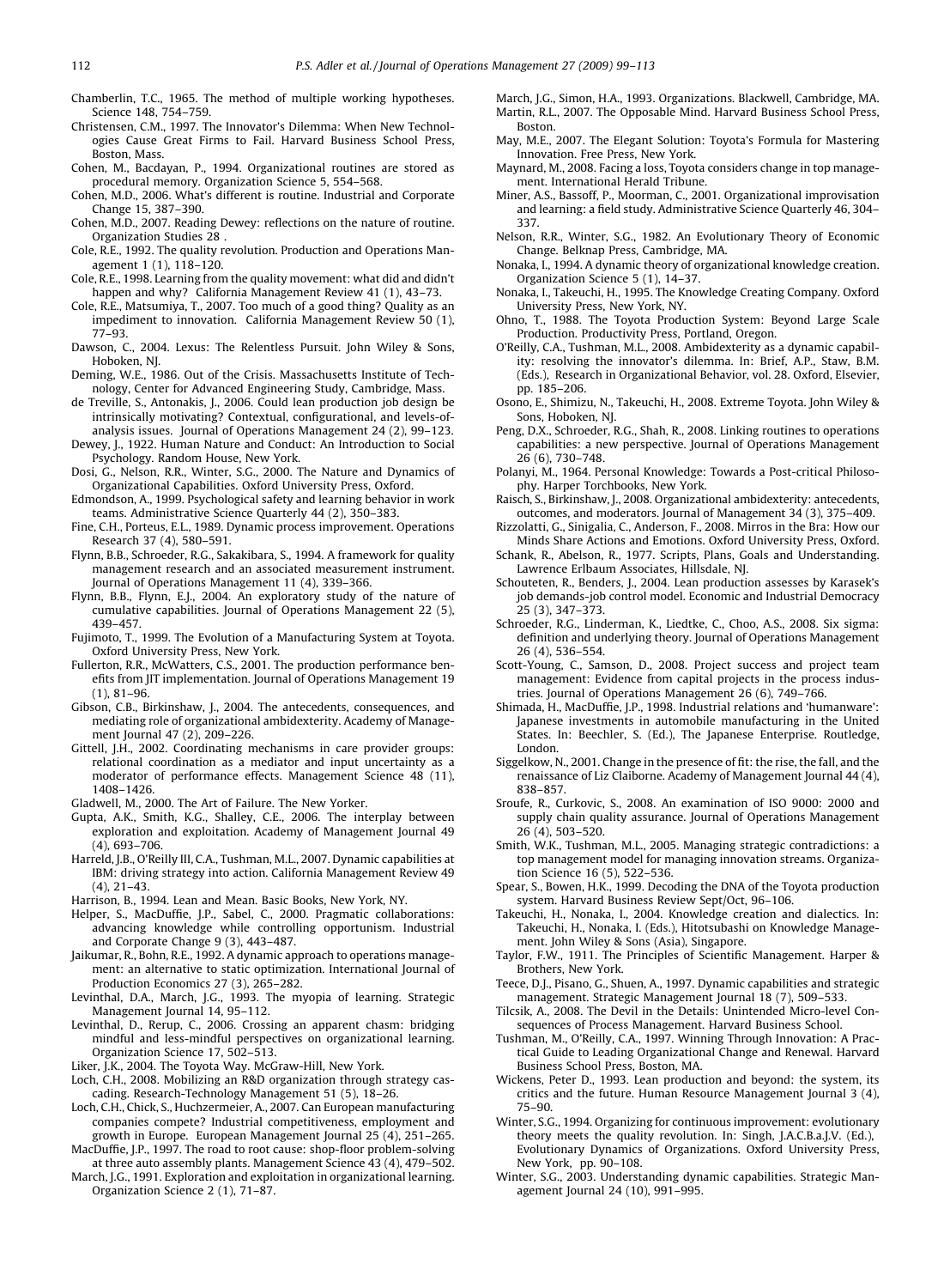Chamberlin, T.C., 1965. The method of multiple working hypotheses. Science 148, 754–759.

Christensen, C.M., 1997. The Innovator's Dilemma: When New Technologies Cause Great Firms to Fail. Harvard Business School Press, Boston, Mass.

Cohen, M., Bacdayan, P., 1994. Organizational routines are stored as procedural memory. Organization Science 5, 554–568.

Cohen, M.D., 2006. What's different is routine. Industrial and Corporate Change 15, 387–390.

Cohen, M.D., 2007. Reading Dewey: reflections on the nature of routine. Organization Studies 28 .

Cole, R.E., 1992. The quality revolution. Production and Operations Management 1 (1), 118–120.

Cole, R.E., 1998. Learning from the quality movement: what did and didn't happen and why? California Management Review 41 (1), 43–73.

Cole, R.E., Matsumiya, T., 2007. Too much of a good thing? Quality as an impediment to innovation. California Management Review 50 (1), 77–93.

Dawson, C., 2004. Lexus: The Relentless Pursuit. John Wiley & Sons, Hoboken, NJ.

Deming, W.E., 1986. Out of the Crisis. Massachusetts Institute of Technology, Center for Advanced Engineering Study, Cambridge, Mass.

de Treville, S., Antonakis, J., 2006. Could lean production job design be intrinsically motivating? Contextual, configurational, and levels-of-analysis issues. Journal of Operations Management 24 (2), 99–123.

Dewey, J., 1922. Human Nature and Conduct: An Introduction to Social Psychology. Random House, New York.

Dosi, G., Nelson, R.R., Winter, S.G., 2000. The Nature and Dynamics of Organizational Capabilities. Oxford University Press, Oxford.

Edmondson, A., 1999. Psychological safety and learning behavior in work teams. Administrative Science Quarterly 44 (2), 350–383.

Fine, C.H., Porteus, E.L., 1989. Dynamic process improvement. Operations Research 37 (4), 580–591.

Flynn, B.B., Schroeder, R.G., Sakakibara, S., 1994. A framework for quality management research and an associated measurement instrument. Journal of Operations Management 11 (4), 339–366.

Flynn, B.B., Flynn, E.J., 2004. An exploratory study of the nature of cumulative capabilities. Journal of Operations Management 22 (5), 439–457.

Fujimoto, T., 1999. The Evolution of a Manufacturing System at Toyota. Oxford University Press, New York.

Fullerton, R.R., McWatters, C.S., 2001. The production performance benefits from JIT implementation. Journal of Operations Management 19 (1), 81–96.

Gibson, C.B., Birkinshaw, J., 2004. The antecedents, consequences, and mediating role of organizational ambidexterity. Academy of Management Journal 47 (2), 209–226.

Gittell, J.H., 2002. Coordinating mechanisms in care provider groups: relational coordination as a mediator and input uncertainty as a moderator of performance effects. Management Science 48 (11), 1408–1426.

Gladwell, M., 2000. The Art of Failure. The New Yorker.

Gupta, A.K., Smith, K.G., Shalley, C.E., 2006. The interplay between exploration and exploitation. Academy of Management Journal 49 (4), 693–706.

Harreld, J.B., O'Reilly III, C.A., Tushman, M.L., 2007. Dynamic capabilities at IBM: driving strategy into action. California Management Review 49 (4), 21–43.

Harrison, B., 1994. Lean and Mean. Basic Books, New York, NY.

Helper, S., MacDuffie, J.P., Sabel, C., 2000. Pragmatic collaborations: advancing knowledge while controlling opportunism. Industrial and Corporate Change 9 (3), 443–487.

Jaikumar, R., Bohn, R.E., 1992. A dynamic approach to operations management: an alternative to static optimization. International Journal of Production Economics 27 (3), 265–282.

Levinthal, D.A., March, J.G., 1993. The myopia of learning. Strategic Management Journal 14, 95–112.

Levinthal, D., Rerup, C., 2006. Crossing an apparent chasm: bridging mindful and less-mindful perspectives on organizational learning. Organization Science 17, 502–513.

Liker, J.K., 2004. The Toyota Way. McGraw-Hill, New York.

Loch, C.H., 2008. Mobilizing an R&D organization through strategy cascading. Research-Technology Management 51 (5), 18–26.

Loch, C.H., Chick, S., Huchzermeier, A., 2007. Can European manufacturing companies compete? Industrial competitiveness, employment and growth in Europe. European Management Journal 25 (4), 251–265.

MacDuffie, J.P., 1997. The road to root cause: shop-floor problem-solving at three auto assembly plants. Management Science 43 (4), 479–502.

March, J.G., 1991. Exploration and exploitation in organizational learning. Organization Science 2 (1), 71–87.

March, J.G., Simon, H.A., 1993. Organizations. Blackwell, Cambridge, MA.

Martin, R.L., 2007. The Opposable Mind. Harvard Business School Press, Boston.

May, M.E., 2007. The Elegant Solution: Toyota's Formula for Mastering Innovation. Free Press, New York.

Maynard, M., 2008. Facing a loss, Toyota considers change in top management. International Herald Tribune.

Miner, A.S., Bassoff, P., Moorman, C., 2001. Organizational improvisation and learning: a field study. Administrative Science Quarterly 46, 304–337.

Nelson, R.R., Winter, S.G., 1982. An Evolutionary Theory of Economic Change. Belknap Press, Cambridge, MA.

Nonaka, I., 1994. A dynamic theory of organizational knowledge creation. Organization Science 5 (1), 14–37.

Nonaka, I., Takeuchi, H., 1995. The Knowledge Creating Company. Oxford University Press, New York, NY.

Ohno, T., 1988. The Toyota Production System: Beyond Large Scale Production. Productivity Press, Portland, Oregon.

O'Reilly, C.A., Tushman, M.L., 2008. Ambidexterity as a dynamic capability: resolving the innovator's dilemma. In: Brief, A.P., Staw, B.M. (Eds.), Research in Organizational Behavior, vol. 28. Oxford, Elsevier, pp. 185–206.

Osono, E., Shimizu, N., Takeuchi, H., 2008. Extreme Toyota. John Wiley & Sons, Hoboken, NJ.

Peng, D.X., Schroeder, R.G., Shah, R., 2008. Linking routines to operations capabilities: a new perspective. Journal of Operations Management 26 (6), 730–748.

Polanyi, M., 1964. Personal Knowledge: Towards a Post-critical Philosophy. Harper Torchbooks, New York.

Raisch, S., Birkinshaw, J., 2008. Organizational ambidexterity: antecedents, outcomes, and moderators. Journal of Management 34 (3), 375–409.

Rizzolatti, G., Sinigalia, C., Anderson, F., 2008. Mirros in the Bra: How our Minds Share Actions and Emotions. Oxford University Press, Oxford.

Schank, R., Abelson, R., 1977. Scripts, Plans, Goals and Understanding. Lawrence Erlbaum Associates, Hillsdale, NJ.

Schouteten, R., Benders, J., 2004. Lean production assesses by Karasek's job demands-job control model. Economic and Industrial Democracy 25 (3), 347–373.

Schroeder, R.G., Linderman, K., Liedtke, C., Choo, A.S., 2008. Six sigma: definition and underlying theory. Journal of Operations Management 26 (4), 536–554.

Scott-Young, C., Samson, D., 2008. Project success and project team management: Evidence from capital projects in the process industries. Journal of Operations Management 26 (6), 749–766.

Shimada, H., MacDuffie, J.P., 1998. Industrial relations and 'humanware': Japanese investments in automobile manufacturing in the United States. In: Beechler, S. (Ed.), The Japanese Enterprise. Routledge, London.

Siggelkow, N., 2001. Change in the presence of fit: the rise, the fall, and the renaissance of Liz Claiborne. Academy of Management Journal 44 (4), 838–857.

Sroufe, R., Curkovic, S., 2008. An examination of ISO 9000: 2000 and supply chain quality assurance. Journal of Operations Management 26 (4), 503–520.

Smith, W.K., Tushman, M.L., 2005. Managing strategic contradictions: a top management model for managing innovation streams. Organization Science 16 (5), 522–536.

Spear, S., Bowen, H.K., 1999. Decoding the DNA of the Toyota production system. Harvard Business Review Sept/Oct, 96–106.

Takeuchi, H., Nonaka, I., 2004. Knowledge creation and dialectics. In: Takeuchi, H., Nonaka, I. (Eds.), Hitotsubashi on Knowledge Management. John Wiley & Sons (Asia), Singapore.

Taylor, F.W., 1911. The Principles of Scientific Management. Harper & Brothers, New York.

Teece, D.J., Pisano, G., Shuen, A., 1997. Dynamic capabilities and strategic management. Strategic Management Journal 18 (7), 509–533.

Tilcsik, A., 2008. The Devil in the Details: Unintended Micro-level Consequences of Process Management. Harvard Business School.

Tushman, M., O'Reilly, C.A., 1997. Winning Through Innovation: A Practical Guide to Leading Organizational Change and Renewal. Harvard Business School Press, Boston, MA.

Wickens, Peter D., 1993. Lean production and beyond: the system, its critics and the future. Human Resource Management Journal 3 (4), 75–90.

Winter, S.G., 1994. Organizing for continuous improvement: evolutionary theory meets the quality revolution. In: Singh, J.A.C.B.a.J.V. (Ed.), Evolutionary Dynamics of Organizations. Oxford University Press, New York, pp. 90–108.

Winter, S.G., 2003. Understanding dynamic capabilities. Strategic Management Journal 24 (10), 991–995.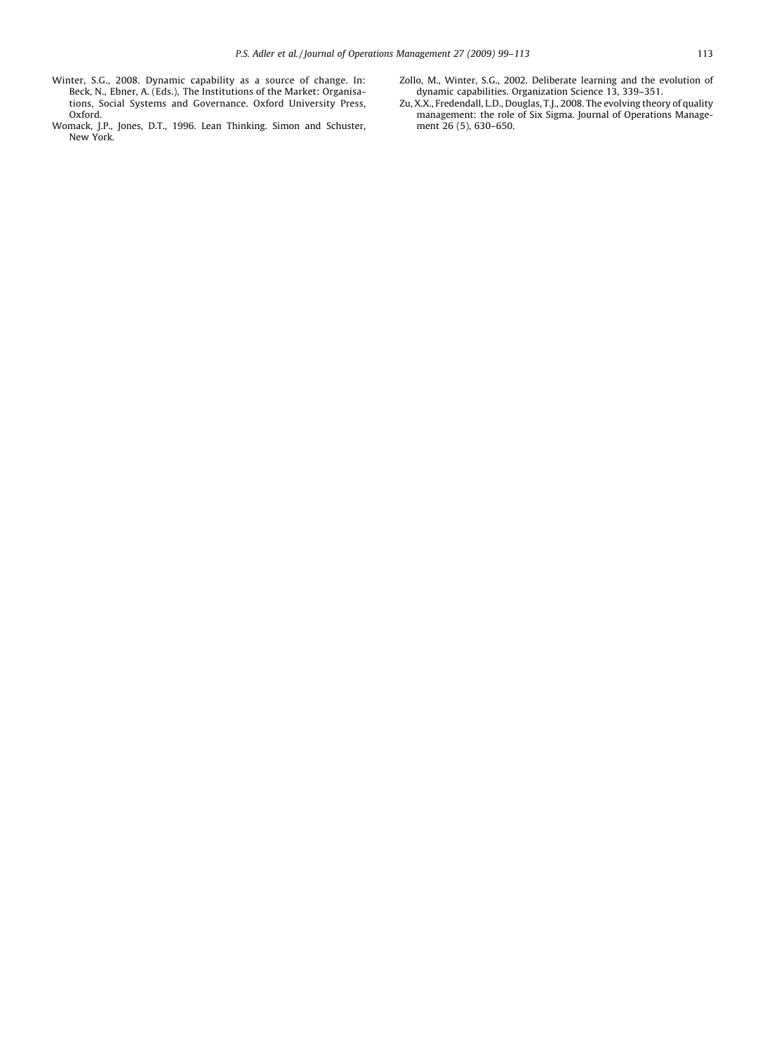Winter, S.G., 2008. Dynamic capability as a source of change. In: Beck, N., Ebner, A. (Eds.), The Institutions of the Market: Organisations, Social Systems and Governance. Oxford University Press, Oxford.

Womack, J.P., Jones, D.T., 1996. Lean Thinking. Simon and Schuster, New York.

Zollo, M., Winter, S.G., 2002. Deliberate learning and the evolution of dynamic capabilities. Organization Science 13, 339–351.

Zu, X.X., Fredendall, L.D., Douglas, T.J., 2008. The evolving theory of quality management: the role of Six Sigma. Journal of Operations Management 26 (5), 630–650.